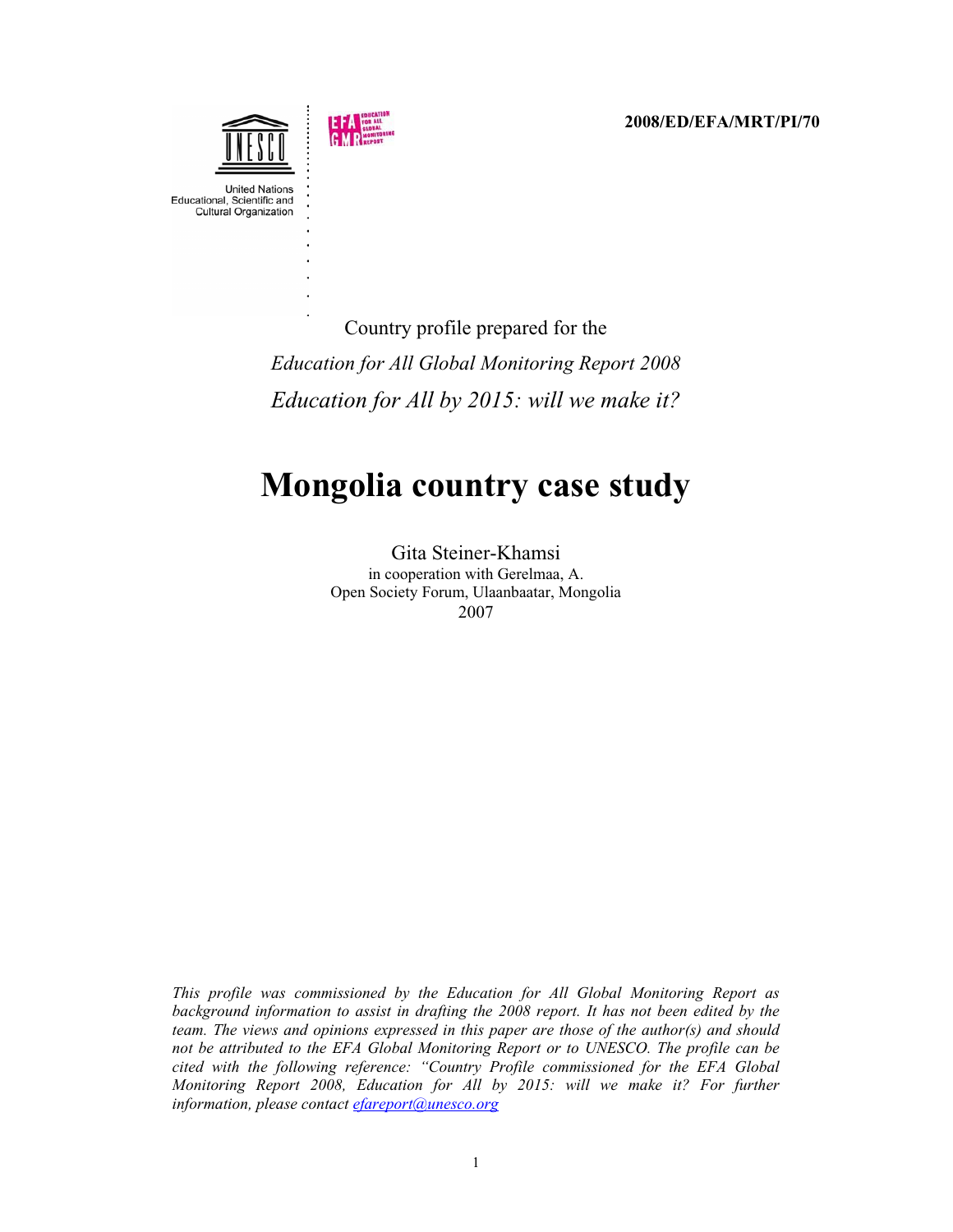2008/ED/EFA/MRT/PI/70

United Nations Educational, Scientific and Cultural Organization

Country profile prepared for the

*Education for All Global Monitoring Report 2008*

*Education for All by 2015: will we make it?*

# Mongolia country case study

Gita Steiner-Khamsi
in cooperation with Gerelmaa, A.
Open Society Forum, Ulaanbaatar, Mongolia
2007

*This profile was commissioned by the Education for All Global Monitoring Report as background information to assist in drafting the 2008 report. It has not been edited by the team. The views and opinions expressed in this paper are those of the author(s) and should not be attributed to the EFA Global Monitoring Report or to UNESCO. The profile can be cited with the following reference: "Country Profile commissioned for the EFA Global Monitoring Report 2008, Education for All by 2015: will we make it? For further information, please contact efareport@unesco.org*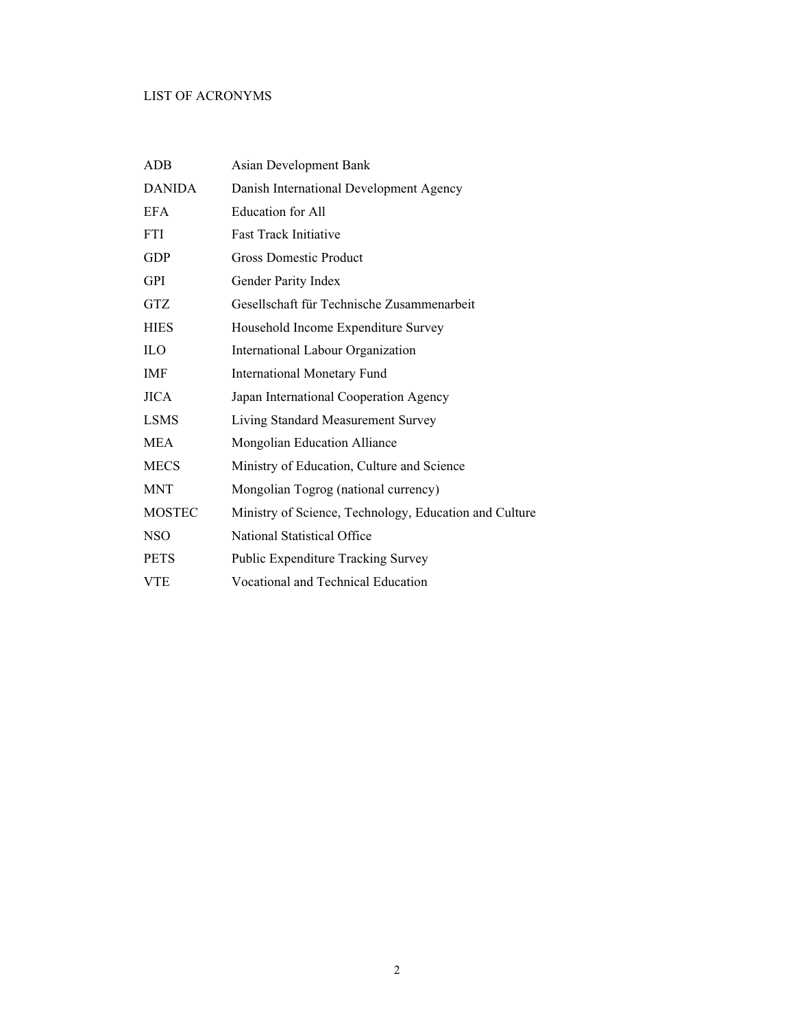## LIST OF ACRONYMS

| | |
|---|---|
| ADB | Asian Development Bank |
| DANIDA | Danish International Development Agency |
| EFA | Education for All |
| FTI | Fast Track Initiative |
| GDP | Gross Domestic Product |
| GPI | Gender Parity Index |
| GTZ | Gesellschaft für Technische Zusammenarbeit |
| HIES | Household Income Expenditure Survey |
| ILO | International Labour Organization |
| IMF | International Monetary Fund |
| JICA | Japan International Cooperation Agency |
| LSMS | Living Standard Measurement Survey |
| MEA | Mongolian Education Alliance |
| MECS | Ministry of Education, Culture and Science |
| MNT | Mongolian Togrog (national currency) |
| MOSTEC | Ministry of Science, Technology, Education and Culture |
| NSO | National Statistical Office |
| PETS | Public Expenditure Tracking Survey |
| VTE | Vocational and Technical Education |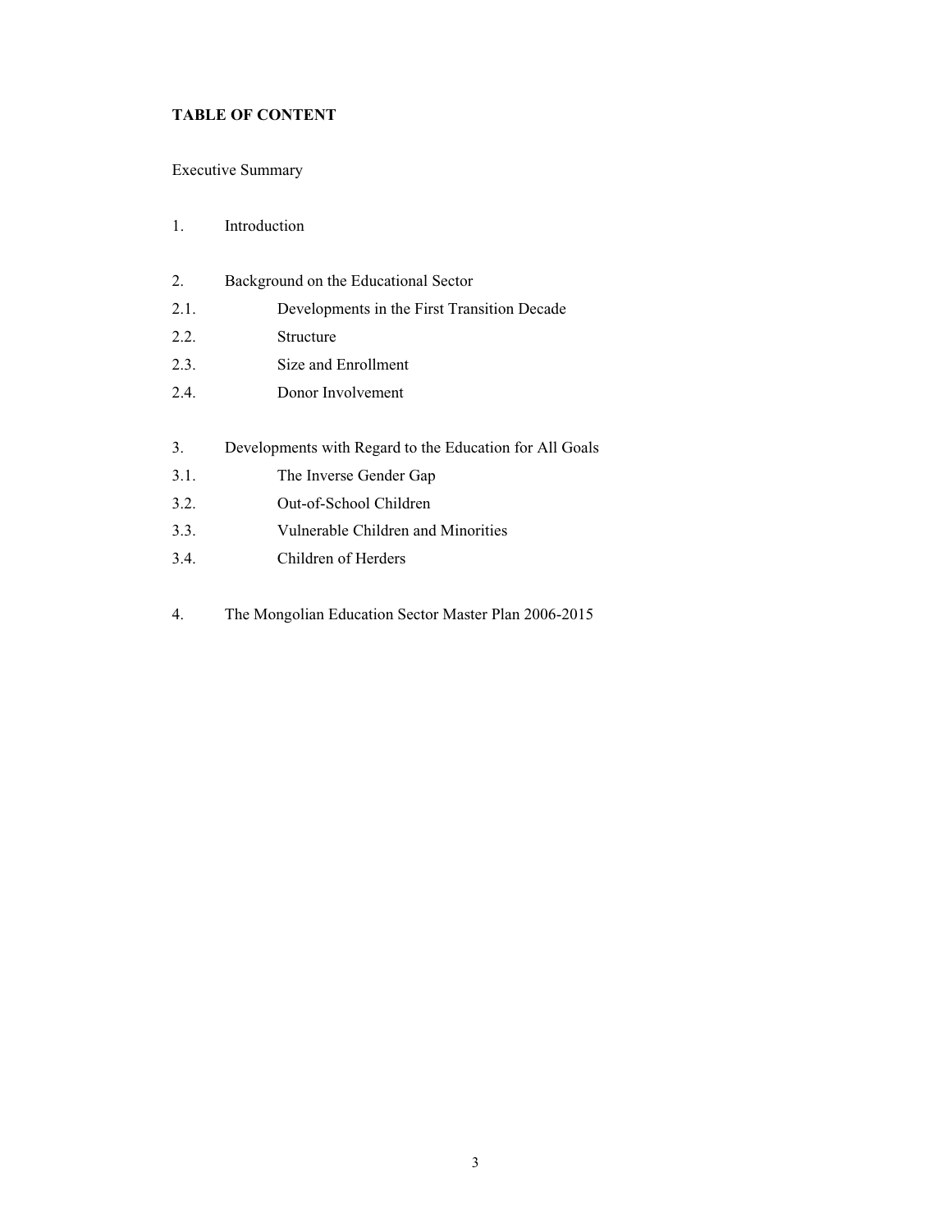**TABLE OF CONTENT**

Executive Summary

1. Introduction

2. Background on the Educational Sector
   - 2.1. Developments in the First Transition Decade
   - 2.2. Structure
   - 2.3. Size and Enrollment
   - 2.4. Donor Involvement

3. Developments with Regard to the Education for All Goals
   - 3.1. The Inverse Gender Gap
   - 3.2. Out-of-School Children
   - 3.3. Vulnerable Children and Minorities
   - 3.4. Children of Herders

4. The Mongolian Education Sector Master Plan 2006-2015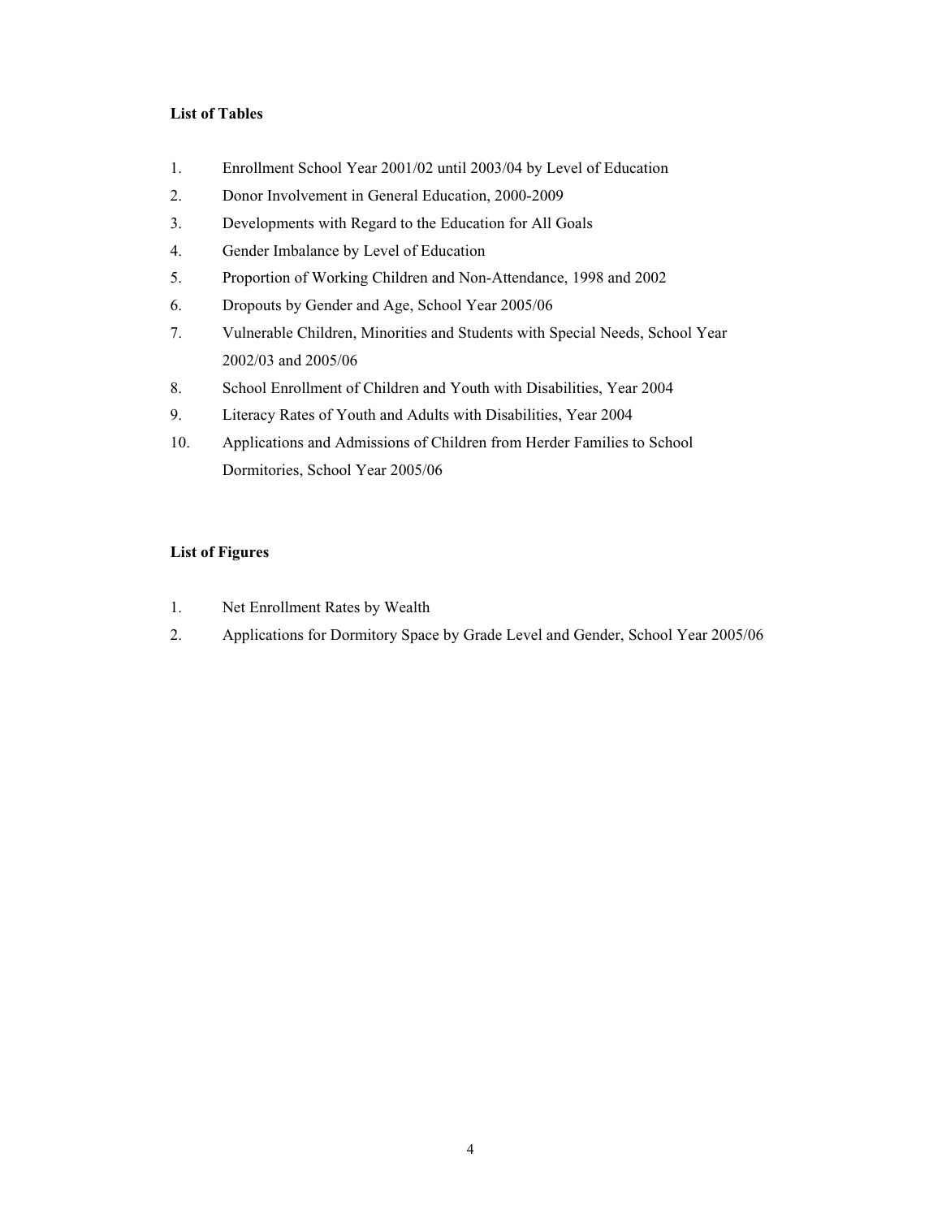**List of Tables**

1. Enrollment School Year 2001/02 until 2003/04 by Level of Education
2. Donor Involvement in General Education, 2000-2009
3. Developments with Regard to the Education for All Goals
4. Gender Imbalance by Level of Education
5. Proportion of Working Children and Non-Attendance, 1998 and 2002
6. Dropouts by Gender and Age, School Year 2005/06
7. Vulnerable Children, Minorities and Students with Special Needs, School Year 2002/03 and 2005/06
8. School Enrollment of Children and Youth with Disabilities, Year 2004
9. Literacy Rates of Youth and Adults with Disabilities, Year 2004
10. Applications and Admissions of Children from Herder Families to School Dormitories, School Year 2005/06

**List of Figures**

1. Net Enrollment Rates by Wealth
2. Applications for Dormitory Space by Grade Level and Gender, School Year 2005/06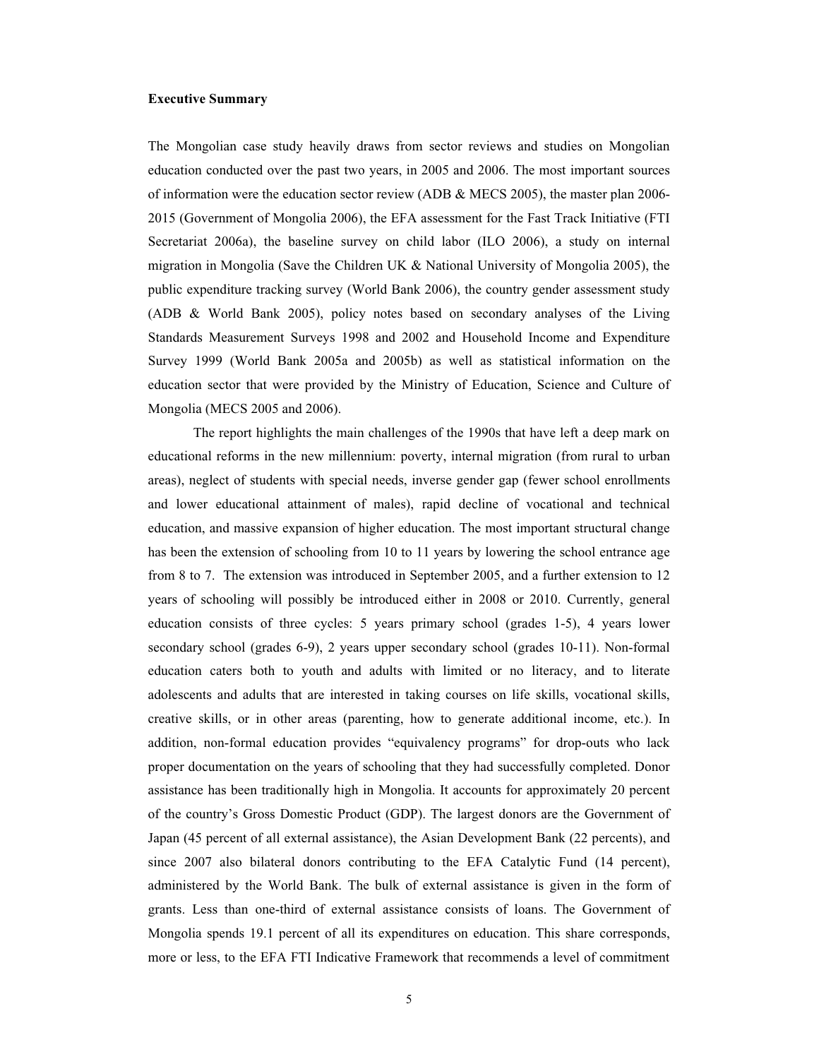**Executive Summary**

The Mongolian case study heavily draws from sector reviews and studies on Mongolian education conducted over the past two years, in 2005 and 2006. The most important sources of information were the education sector review (ADB & MECS 2005), the master plan 2006-2015 (Government of Mongolia 2006), the EFA assessment for the Fast Track Initiative (FTI Secretariat 2006a), the baseline survey on child labor (ILO 2006), a study on internal migration in Mongolia (Save the Children UK & National University of Mongolia 2005), the public expenditure tracking survey (World Bank 2006), the country gender assessment study (ADB & World Bank 2005), policy notes based on secondary analyses of the Living Standards Measurement Surveys 1998 and 2002 and Household Income and Expenditure Survey 1999 (World Bank 2005a and 2005b) as well as statistical information on the education sector that were provided by the Ministry of Education, Science and Culture of Mongolia (MECS 2005 and 2006).

The report highlights the main challenges of the 1990s that have left a deep mark on educational reforms in the new millennium: poverty, internal migration (from rural to urban areas), neglect of students with special needs, inverse gender gap (fewer school enrollments and lower educational attainment of males), rapid decline of vocational and technical education, and massive expansion of higher education. The most important structural change has been the extension of schooling from 10 to 11 years by lowering the school entrance age from 8 to 7. The extension was introduced in September 2005, and a further extension to 12 years of schooling will possibly be introduced either in 2008 or 2010. Currently, general education consists of three cycles: 5 years primary school (grades 1-5), 4 years lower secondary school (grades 6-9), 2 years upper secondary school (grades 10-11). Non-formal education caters both to youth and adults with limited or no literacy, and to literate adolescents and adults that are interested in taking courses on life skills, vocational skills, creative skills, or in other areas (parenting, how to generate additional income, etc.). In addition, non-formal education provides "equivalency programs" for drop-outs who lack proper documentation on the years of schooling that they had successfully completed. Donor assistance has been traditionally high in Mongolia. It accounts for approximately 20 percent of the country's Gross Domestic Product (GDP). The largest donors are the Government of Japan (45 percent of all external assistance), the Asian Development Bank (22 percents), and since 2007 also bilateral donors contributing to the EFA Catalytic Fund (14 percent), administered by the World Bank. The bulk of external assistance is given in the form of grants. Less than one-third of external assistance consists of loans. The Government of Mongolia spends 19.1 percent of all its expenditures on education. This share corresponds, more or less, to the EFA FTI Indicative Framework that recommends a level of commitment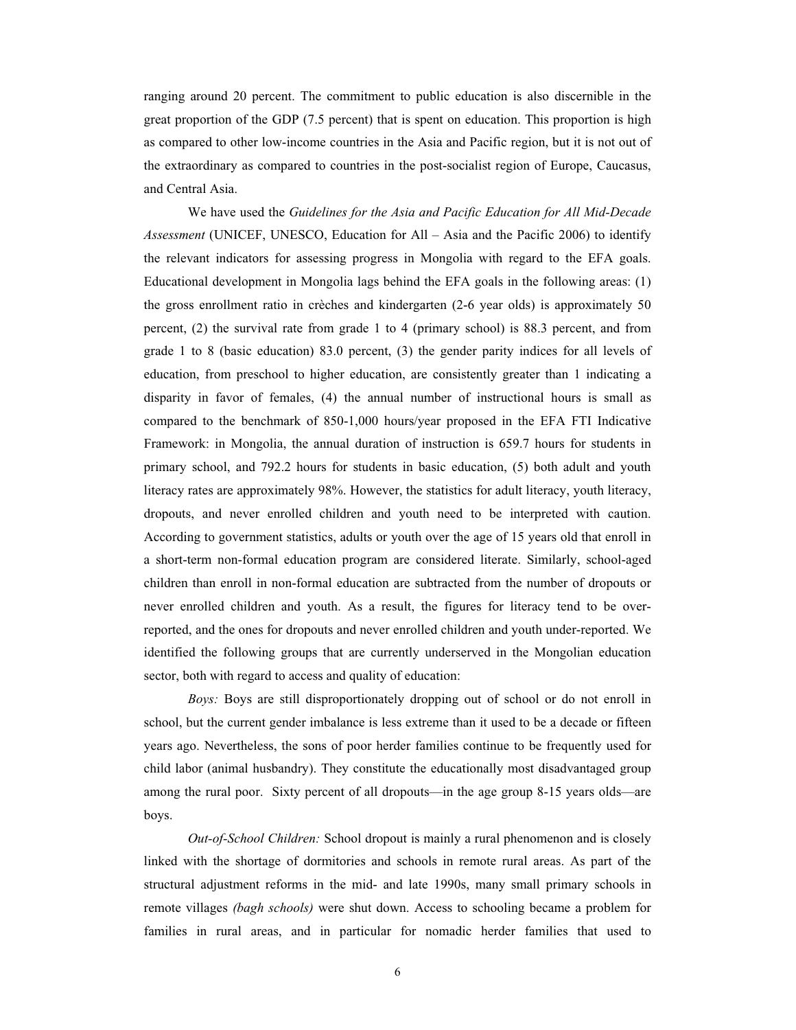ranging around 20 percent. The commitment to public education is also discernible in the great proportion of the GDP (7.5 percent) that is spent on education. This proportion is high as compared to other low-income countries in the Asia and Pacific region, but it is not out of the extraordinary as compared to countries in the post-socialist region of Europe, Caucasus, and Central Asia.

We have used the *Guidelines for the Asia and Pacific Education for All Mid-Decade Assessment* (UNICEF, UNESCO, Education for All – Asia and the Pacific 2006) to identify the relevant indicators for assessing progress in Mongolia with regard to the EFA goals. Educational development in Mongolia lags behind the EFA goals in the following areas: (1) the gross enrollment ratio in crèches and kindergarten (2-6 year olds) is approximately 50 percent, (2) the survival rate from grade 1 to 4 (primary school) is 88.3 percent, and from grade 1 to 8 (basic education) 83.0 percent, (3) the gender parity indices for all levels of education, from preschool to higher education, are consistently greater than 1 indicating a disparity in favor of females, (4) the annual number of instructional hours is small as compared to the benchmark of 850-1,000 hours/year proposed in the EFA FTI Indicative Framework: in Mongolia, the annual duration of instruction is 659.7 hours for students in primary school, and 792.2 hours for students in basic education, (5) both adult and youth literacy rates are approximately 98%. However, the statistics for adult literacy, youth literacy, dropouts, and never enrolled children and youth need to be interpreted with caution. According to government statistics, adults or youth over the age of 15 years old that enroll in a short-term non-formal education program are considered literate. Similarly, school-aged children than enroll in non-formal education are subtracted from the number of dropouts or never enrolled children and youth. As a result, the figures for literacy tend to be over-reported, and the ones for dropouts and never enrolled children and youth under-reported. We identified the following groups that are currently underserved in the Mongolian education sector, both with regard to access and quality of education:

*Boys:* Boys are still disproportionately dropping out of school or do not enroll in school, but the current gender imbalance is less extreme than it used to be a decade or fifteen years ago. Nevertheless, the sons of poor herder families continue to be frequently used for child labor (animal husbandry). They constitute the educationally most disadvantaged group among the rural poor. Sixty percent of all dropouts—in the age group 8-15 years olds—are boys.

*Out-of-School Children:* School dropout is mainly a rural phenomenon and is closely linked with the shortage of dormitories and schools in remote rural areas. As part of the structural adjustment reforms in the mid- and late 1990s, many small primary schools in remote villages *(bagh schools)* were shut down. Access to schooling became a problem for families in rural areas, and in particular for nomadic herder families that used to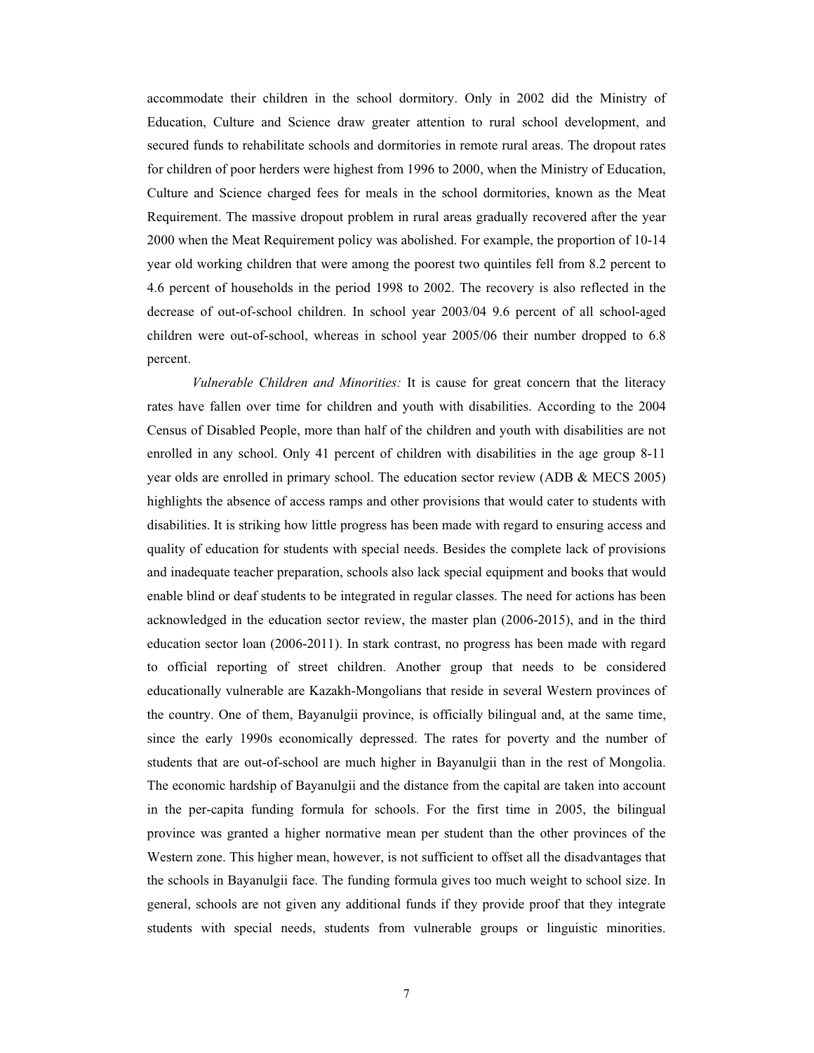accommodate their children in the school dormitory. Only in 2002 did the Ministry of Education, Culture and Science draw greater attention to rural school development, and secured funds to rehabilitate schools and dormitories in remote rural areas. The dropout rates for children of poor herders were highest from 1996 to 2000, when the Ministry of Education, Culture and Science charged fees for meals in the school dormitories, known as the Meat Requirement. The massive dropout problem in rural areas gradually recovered after the year 2000 when the Meat Requirement policy was abolished. For example, the proportion of 10-14 year old working children that were among the poorest two quintiles fell from 8.2 percent to 4.6 percent of households in the period 1998 to 2002. The recovery is also reflected in the decrease of out-of-school children. In school year 2003/04 9.6 percent of all school-aged children were out-of-school, whereas in school year 2005/06 their number dropped to 6.8 percent.

*Vulnerable Children and Minorities:* It is cause for great concern that the literacy rates have fallen over time for children and youth with disabilities. According to the 2004 Census of Disabled People, more than half of the children and youth with disabilities are not enrolled in any school. Only 41 percent of children with disabilities in the age group 8-11 year olds are enrolled in primary school. The education sector review (ADB & MECS 2005) highlights the absence of access ramps and other provisions that would cater to students with disabilities. It is striking how little progress has been made with regard to ensuring access and quality of education for students with special needs. Besides the complete lack of provisions and inadequate teacher preparation, schools also lack special equipment and books that would enable blind or deaf students to be integrated in regular classes. The need for actions has been acknowledged in the education sector review, the master plan (2006-2015), and in the third education sector loan (2006-2011). In stark contrast, no progress has been made with regard to official reporting of street children. Another group that needs to be considered educationally vulnerable are Kazakh-Mongolians that reside in several Western provinces of the country. One of them, Bayanulgii province, is officially bilingual and, at the same time, since the early 1990s economically depressed. The rates for poverty and the number of students that are out-of-school are much higher in Bayanulgii than in the rest of Mongolia. The economic hardship of Bayanulgii and the distance from the capital are taken into account in the per-capita funding formula for schools. For the first time in 2005, the bilingual province was granted a higher normative mean per student than the other provinces of the Western zone. This higher mean, however, is not sufficient to offset all the disadvantages that the schools in Bayanulgii face. The funding formula gives too much weight to school size. In general, schools are not given any additional funds if they provide proof that they integrate students with special needs, students from vulnerable groups or linguistic minorities.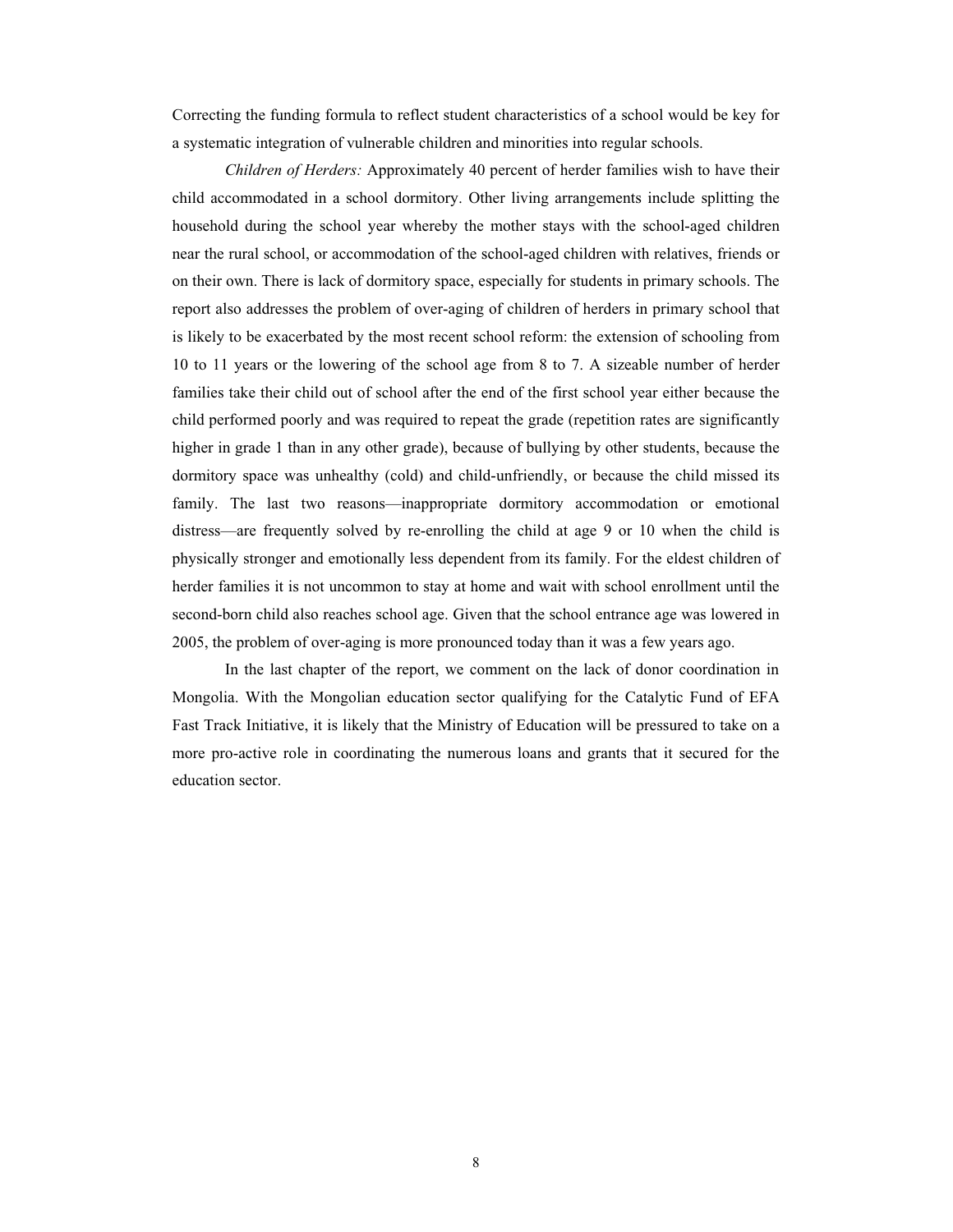Correcting the funding formula to reflect student characteristics of a school would be key for a systematic integration of vulnerable children and minorities into regular schools.

*Children of Herders:* Approximately 40 percent of herder families wish to have their child accommodated in a school dormitory. Other living arrangements include splitting the household during the school year whereby the mother stays with the school-aged children near the rural school, or accommodation of the school-aged children with relatives, friends or on their own. There is lack of dormitory space, especially for students in primary schools. The report also addresses the problem of over-aging of children of herders in primary school that is likely to be exacerbated by the most recent school reform: the extension of schooling from 10 to 11 years or the lowering of the school age from 8 to 7. A sizeable number of herder families take their child out of school after the end of the first school year either because the child performed poorly and was required to repeat the grade (repetition rates are significantly higher in grade 1 than in any other grade), because of bullying by other students, because the dormitory space was unhealthy (cold) and child-unfriendly, or because the child missed its family. The last two reasons—inappropriate dormitory accommodation or emotional distress—are frequently solved by re-enrolling the child at age 9 or 10 when the child is physically stronger and emotionally less dependent from its family. For the eldest children of herder families it is not uncommon to stay at home and wait with school enrollment until the second-born child also reaches school age. Given that the school entrance age was lowered in 2005, the problem of over-aging is more pronounced today than it was a few years ago.

In the last chapter of the report, we comment on the lack of donor coordination in Mongolia. With the Mongolian education sector qualifying for the Catalytic Fund of EFA Fast Track Initiative, it is likely that the Ministry of Education will be pressured to take on a more pro-active role in coordinating the numerous loans and grants that it secured for the education sector.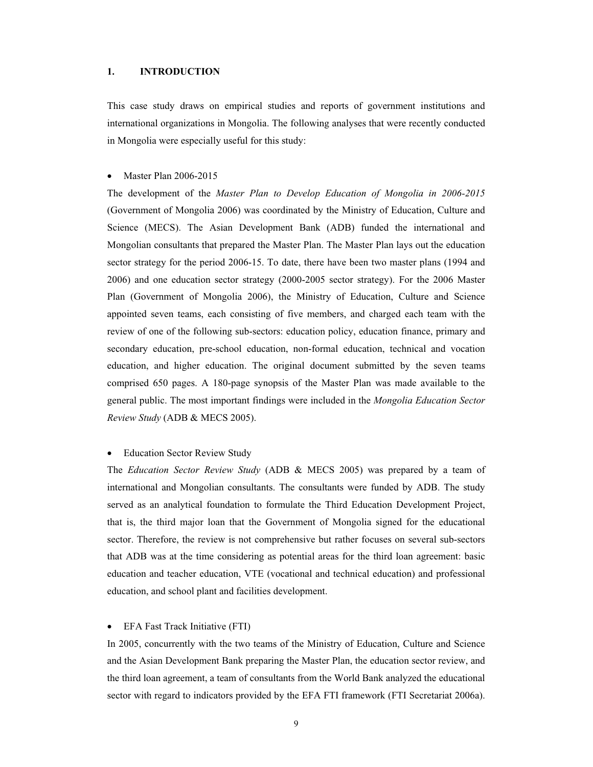# 1. INTRODUCTION

This case study draws on empirical studies and reports of government institutions and international organizations in Mongolia. The following analyses that were recently conducted in Mongolia were especially useful for this study:

- Master Plan 2006-2015

The development of the *Master Plan to Develop Education of Mongolia in 2006-2015* (Government of Mongolia 2006) was coordinated by the Ministry of Education, Culture and Science (MECS). The Asian Development Bank (ADB) funded the international and Mongolian consultants that prepared the Master Plan. The Master Plan lays out the education sector strategy for the period 2006-15. To date, there have been two master plans (1994 and 2006) and one education sector strategy (2000-2005 sector strategy). For the 2006 Master Plan (Government of Mongolia 2006), the Ministry of Education, Culture and Science appointed seven teams, each consisting of five members, and charged each team with the review of one of the following sub-sectors: education policy, education finance, primary and secondary education, pre-school education, non-formal education, technical and vocation education, and higher education. The original document submitted by the seven teams comprised 650 pages. A 180-page synopsis of the Master Plan was made available to the general public. The most important findings were included in the *Mongolia Education Sector Review Study* (ADB & MECS 2005).

- Education Sector Review Study

The *Education Sector Review Study* (ADB & MECS 2005) was prepared by a team of international and Mongolian consultants. The consultants were funded by ADB. The study served as an analytical foundation to formulate the Third Education Development Project, that is, the third major loan that the Government of Mongolia signed for the educational sector. Therefore, the review is not comprehensive but rather focuses on several sub-sectors that ADB was at the time considering as potential areas for the third loan agreement: basic education and teacher education, VTE (vocational and technical education) and professional education, and school plant and facilities development.

- EFA Fast Track Initiative (FTI)

In 2005, concurrently with the two teams of the Ministry of Education, Culture and Science and the Asian Development Bank preparing the Master Plan, the education sector review, and the third loan agreement, a team of consultants from the World Bank analyzed the educational sector with regard to indicators provided by the EFA FTI framework (FTI Secretariat 2006a).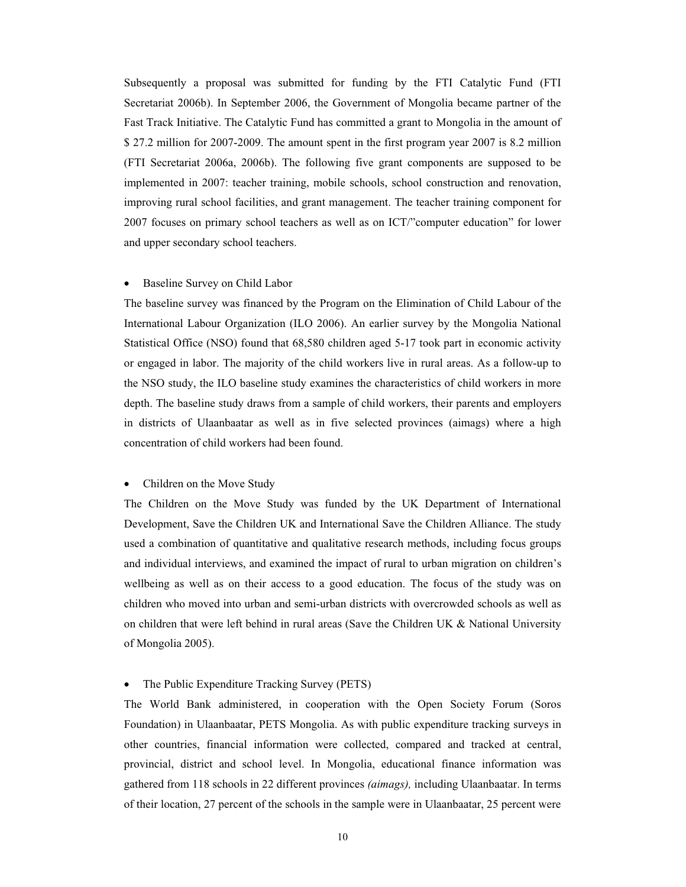Subsequently a proposal was submitted for funding by the FTI Catalytic Fund (FTI Secretariat 2006b). In September 2006, the Government of Mongolia became partner of the Fast Track Initiative. The Catalytic Fund has committed a grant to Mongolia in the amount of $ 27.2 million for 2007-2009. The amount spent in the first program year 2007 is 8.2 million (FTI Secretariat 2006a, 2006b). The following five grant components are supposed to be implemented in 2007: teacher training, mobile schools, school construction and renovation, improving rural school facilities, and grant management. The teacher training component for 2007 focuses on primary school teachers as well as on ICT/"computer education" for lower and upper secondary school teachers.

- Baseline Survey on Child Labor

The baseline survey was financed by the Program on the Elimination of Child Labour of the International Labour Organization (ILO 2006). An earlier survey by the Mongolia National Statistical Office (NSO) found that 68,580 children aged 5-17 took part in economic activity or engaged in labor. The majority of the child workers live in rural areas. As a follow-up to the NSO study, the ILO baseline study examines the characteristics of child workers in more depth. The baseline study draws from a sample of child workers, their parents and employers in districts of Ulaanbaatar as well as in five selected provinces (aimags) where a high concentration of child workers had been found.

- Children on the Move Study

The Children on the Move Study was funded by the UK Department of International Development, Save the Children UK and International Save the Children Alliance. The study used a combination of quantitative and qualitative research methods, including focus groups and individual interviews, and examined the impact of rural to urban migration on children's wellbeing as well as on their access to a good education. The focus of the study was on children who moved into urban and semi-urban districts with overcrowded schools as well as on children that were left behind in rural areas (Save the Children UK & National University of Mongolia 2005).

- The Public Expenditure Tracking Survey (PETS)

The World Bank administered, in cooperation with the Open Society Forum (Soros Foundation) in Ulaanbaatar, PETS Mongolia. As with public expenditure tracking surveys in other countries, financial information were collected, compared and tracked at central, provincial, district and school level. In Mongolia, educational finance information was gathered from 118 schools in 22 different provinces *(aimags),* including Ulaanbaatar. In terms of their location, 27 percent of the schools in the sample were in Ulaanbaatar, 25 percent were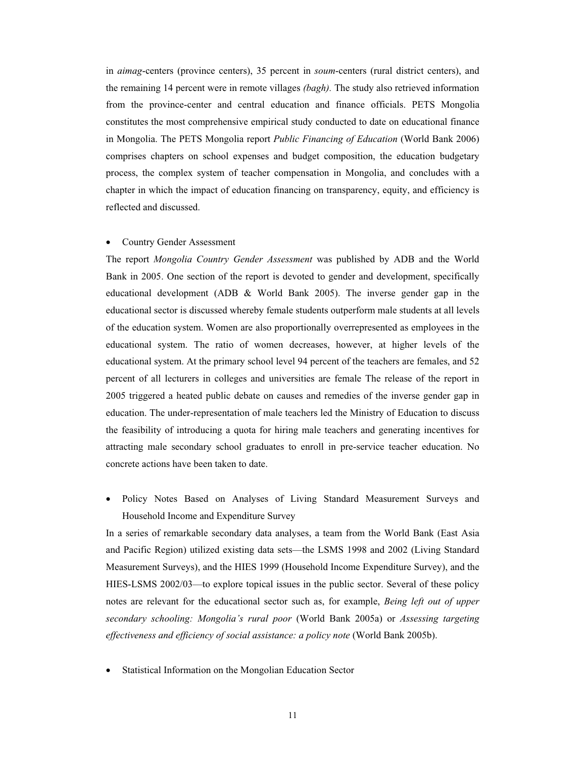in *aimag*-centers (province centers), 35 percent in *soum*-centers (rural district centers), and the remaining 14 percent were in remote villages *(bagh).* The study also retrieved information from the province-center and central education and finance officials. PETS Mongolia constitutes the most comprehensive empirical study conducted to date on educational finance in Mongolia. The PETS Mongolia report *Public Financing of Education* (World Bank 2006) comprises chapters on school expenses and budget composition, the education budgetary process, the complex system of teacher compensation in Mongolia, and concludes with a chapter in which the impact of education financing on transparency, equity, and efficiency is reflected and discussed.

- Country Gender Assessment

The report *Mongolia Country Gender Assessment* was published by ADB and the World Bank in 2005. One section of the report is devoted to gender and development, specifically educational development (ADB & World Bank 2005). The inverse gender gap in the educational sector is discussed whereby female students outperform male students at all levels of the education system. Women are also proportionally overrepresented as employees in the educational system. The ratio of women decreases, however, at higher levels of the educational system. At the primary school level 94 percent of the teachers are females, and 52 percent of all lecturers in colleges and universities are female The release of the report in 2005 triggered a heated public debate on causes and remedies of the inverse gender gap in education. The under-representation of male teachers led the Ministry of Education to discuss the feasibility of introducing a quota for hiring male teachers and generating incentives for attracting male secondary school graduates to enroll in pre-service teacher education. No concrete actions have been taken to date.

- Policy Notes Based on Analyses of Living Standard Measurement Surveys and Household Income and Expenditure Survey

In a series of remarkable secondary data analyses, a team from the World Bank (East Asia and Pacific Region) utilized existing data sets—the LSMS 1998 and 2002 (Living Standard Measurement Surveys), and the HIES 1999 (Household Income Expenditure Survey), and the HIES-LSMS 2002/03—to explore topical issues in the public sector. Several of these policy notes are relevant for the educational sector such as, for example, *Being left out of upper secondary schooling: Mongolia's rural poor* (World Bank 2005a) or *Assessing targeting effectiveness and efficiency of social assistance: a policy note* (World Bank 2005b).

- Statistical Information on the Mongolian Education Sector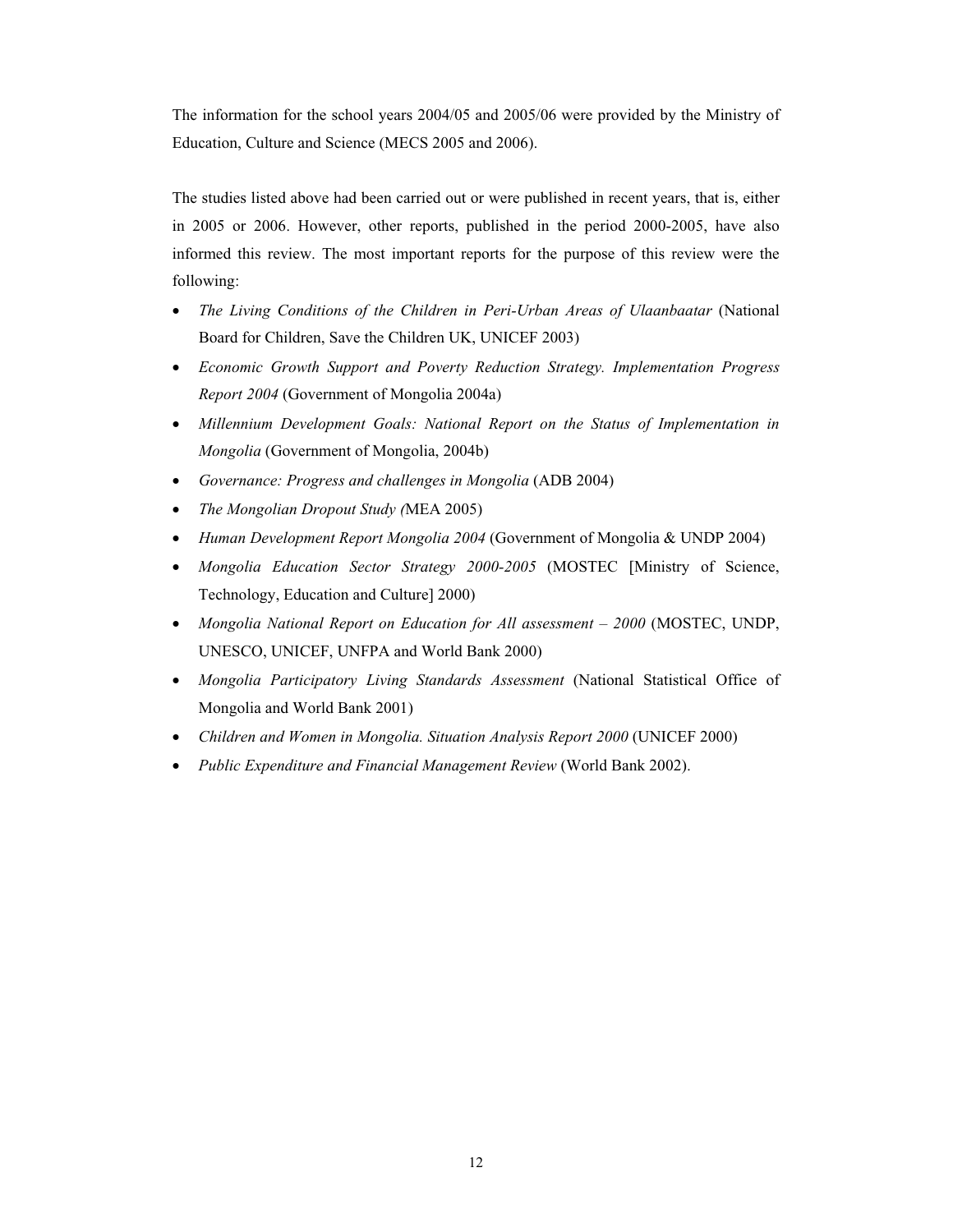The information for the school years 2004/05 and 2005/06 were provided by the Ministry of Education, Culture and Science (MECS 2005 and 2006).

The studies listed above had been carried out or were published in recent years, that is, either in 2005 or 2006. However, other reports, published in the period 2000-2005, have also informed this review. The most important reports for the purpose of this review were the following:

- *The Living Conditions of the Children in Peri-Urban Areas of Ulaanbaatar* (National Board for Children, Save the Children UK, UNICEF 2003)
- *Economic Growth Support and Poverty Reduction Strategy. Implementation Progress Report 2004* (Government of Mongolia 2004a)
- *Millennium Development Goals: National Report on the Status of Implementation in Mongolia* (Government of Mongolia, 2004b)
- *Governance: Progress and challenges in Mongolia* (ADB 2004)
- *The Mongolian Dropout Study (*MEA 2005)
- *Human Development Report Mongolia 2004* (Government of Mongolia & UNDP 2004)
- *Mongolia Education Sector Strategy 2000-2005* (MOSTEC [Ministry of Science, Technology, Education and Culture] 2000)
- *Mongolia National Report on Education for All assessment – 2000* (MOSTEC, UNDP, UNESCO, UNICEF, UNFPA and World Bank 2000)
- *Mongolia Participatory Living Standards Assessment* (National Statistical Office of Mongolia and World Bank 2001)
- *Children and Women in Mongolia. Situation Analysis Report 2000* (UNICEF 2000)
- *Public Expenditure and Financial Management Review* (World Bank 2002).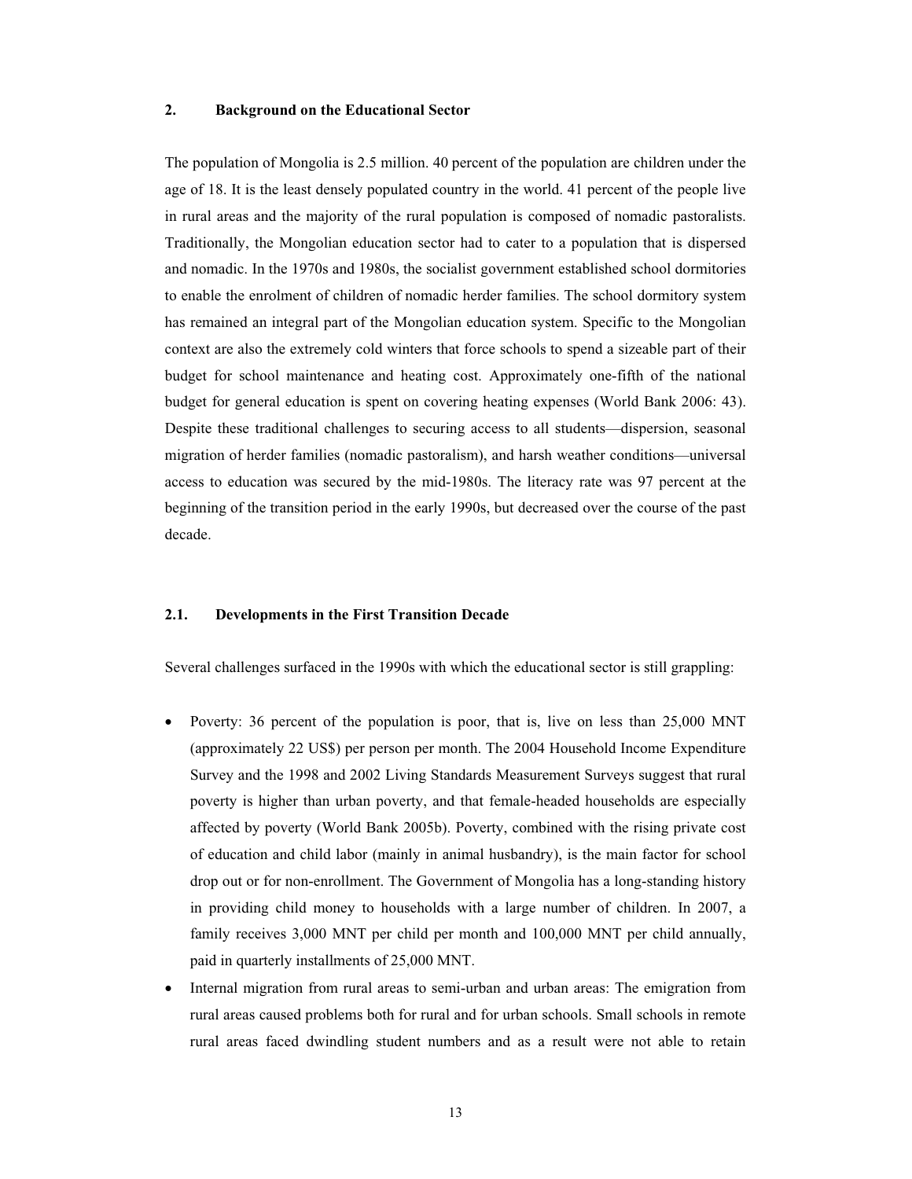## 2. Background on the Educational Sector

The population of Mongolia is 2.5 million. 40 percent of the population are children under the age of 18. It is the least densely populated country in the world. 41 percent of the people live in rural areas and the majority of the rural population is composed of nomadic pastoralists. Traditionally, the Mongolian education sector had to cater to a population that is dispersed and nomadic. In the 1970s and 1980s, the socialist government established school dormitories to enable the enrolment of children of nomadic herder families. The school dormitory system has remained an integral part of the Mongolian education system. Specific to the Mongolian context are also the extremely cold winters that force schools to spend a sizeable part of their budget for school maintenance and heating cost. Approximately one-fifth of the national budget for general education is spent on covering heating expenses (World Bank 2006: 43). Despite these traditional challenges to securing access to all students—dispersion, seasonal migration of herder families (nomadic pastoralism), and harsh weather conditions—universal access to education was secured by the mid-1980s. The literacy rate was 97 percent at the beginning of the transition period in the early 1990s, but decreased over the course of the past decade.

### 2.1. Developments in the First Transition Decade

Several challenges surfaced in the 1990s with which the educational sector is still grappling:

- Poverty: 36 percent of the population is poor, that is, live on less than 25,000 MNT (approximately 22 US$) per person per month. The 2004 Household Income Expenditure Survey and the 1998 and 2002 Living Standards Measurement Surveys suggest that rural poverty is higher than urban poverty, and that female-headed households are especially affected by poverty (World Bank 2005b). Poverty, combined with the rising private cost of education and child labor (mainly in animal husbandry), is the main factor for school drop out or for non-enrollment. The Government of Mongolia has a long-standing history in providing child money to households with a large number of children. In 2007, a family receives 3,000 MNT per child per month and 100,000 MNT per child annually, paid in quarterly installments of 25,000 MNT.
- Internal migration from rural areas to semi-urban and urban areas: The emigration from rural areas caused problems both for rural and for urban schools. Small schools in remote rural areas faced dwindling student numbers and as a result were not able to retain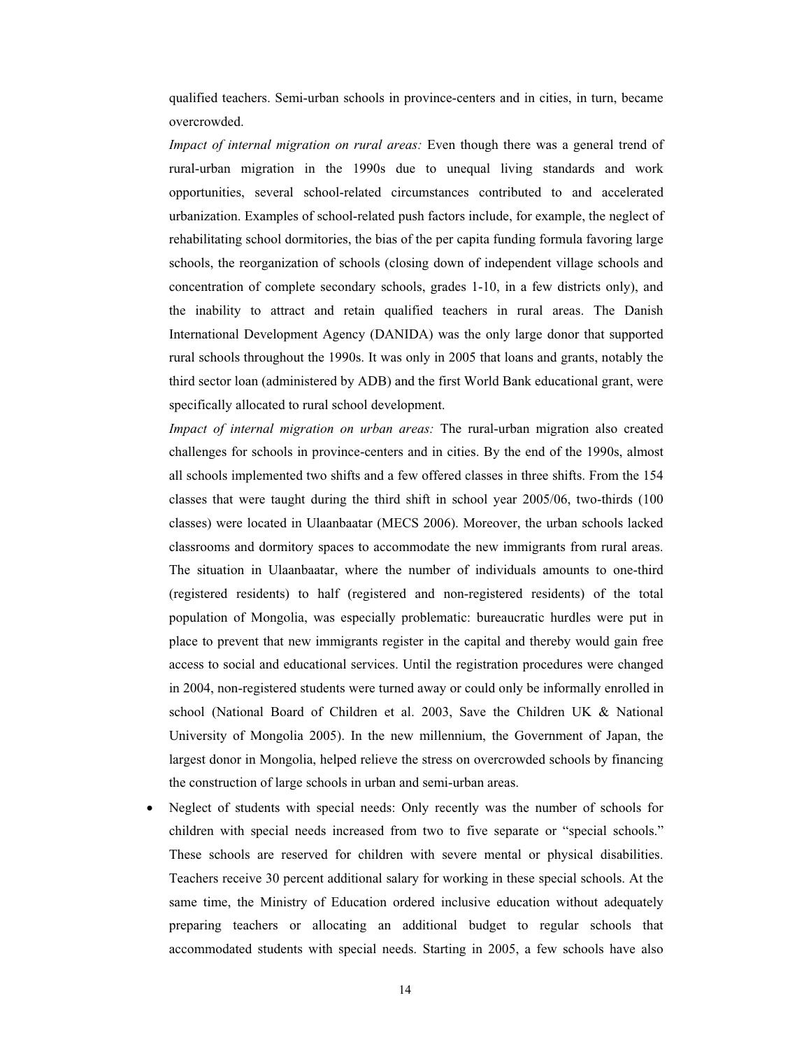qualified teachers. Semi-urban schools in province-centers and in cities, in turn, became overcrowded.

*Impact of internal migration on rural areas:* Even though there was a general trend of rural-urban migration in the 1990s due to unequal living standards and work opportunities, several school-related circumstances contributed to and accelerated urbanization. Examples of school-related push factors include, for example, the neglect of rehabilitating school dormitories, the bias of the per capita funding formula favoring large schools, the reorganization of schools (closing down of independent village schools and concentration of complete secondary schools, grades 1-10, in a few districts only), and the inability to attract and retain qualified teachers in rural areas. The Danish International Development Agency (DANIDA) was the only large donor that supported rural schools throughout the 1990s. It was only in 2005 that loans and grants, notably the third sector loan (administered by ADB) and the first World Bank educational grant, were specifically allocated to rural school development.

*Impact of internal migration on urban areas:* The rural-urban migration also created challenges for schools in province-centers and in cities. By the end of the 1990s, almost all schools implemented two shifts and a few offered classes in three shifts. From the 154 classes that were taught during the third shift in school year 2005/06, two-thirds (100 classes) were located in Ulaanbaatar (MECS 2006). Moreover, the urban schools lacked classrooms and dormitory spaces to accommodate the new immigrants from rural areas. The situation in Ulaanbaatar, where the number of individuals amounts to one-third (registered residents) to half (registered and non-registered residents) of the total population of Mongolia, was especially problematic: bureaucratic hurdles were put in place to prevent that new immigrants register in the capital and thereby would gain free access to social and educational services. Until the registration procedures were changed in 2004, non-registered students were turned away or could only be informally enrolled in school (National Board of Children et al. 2003, Save the Children UK & National University of Mongolia 2005). In the new millennium, the Government of Japan, the largest donor in Mongolia, helped relieve the stress on overcrowded schools by financing the construction of large schools in urban and semi-urban areas.

- Neglect of students with special needs: Only recently was the number of schools for children with special needs increased from two to five separate or "special schools." These schools are reserved for children with severe mental or physical disabilities. Teachers receive 30 percent additional salary for working in these special schools. At the same time, the Ministry of Education ordered inclusive education without adequately preparing teachers or allocating an additional budget to regular schools that accommodated students with special needs. Starting in 2005, a few schools have also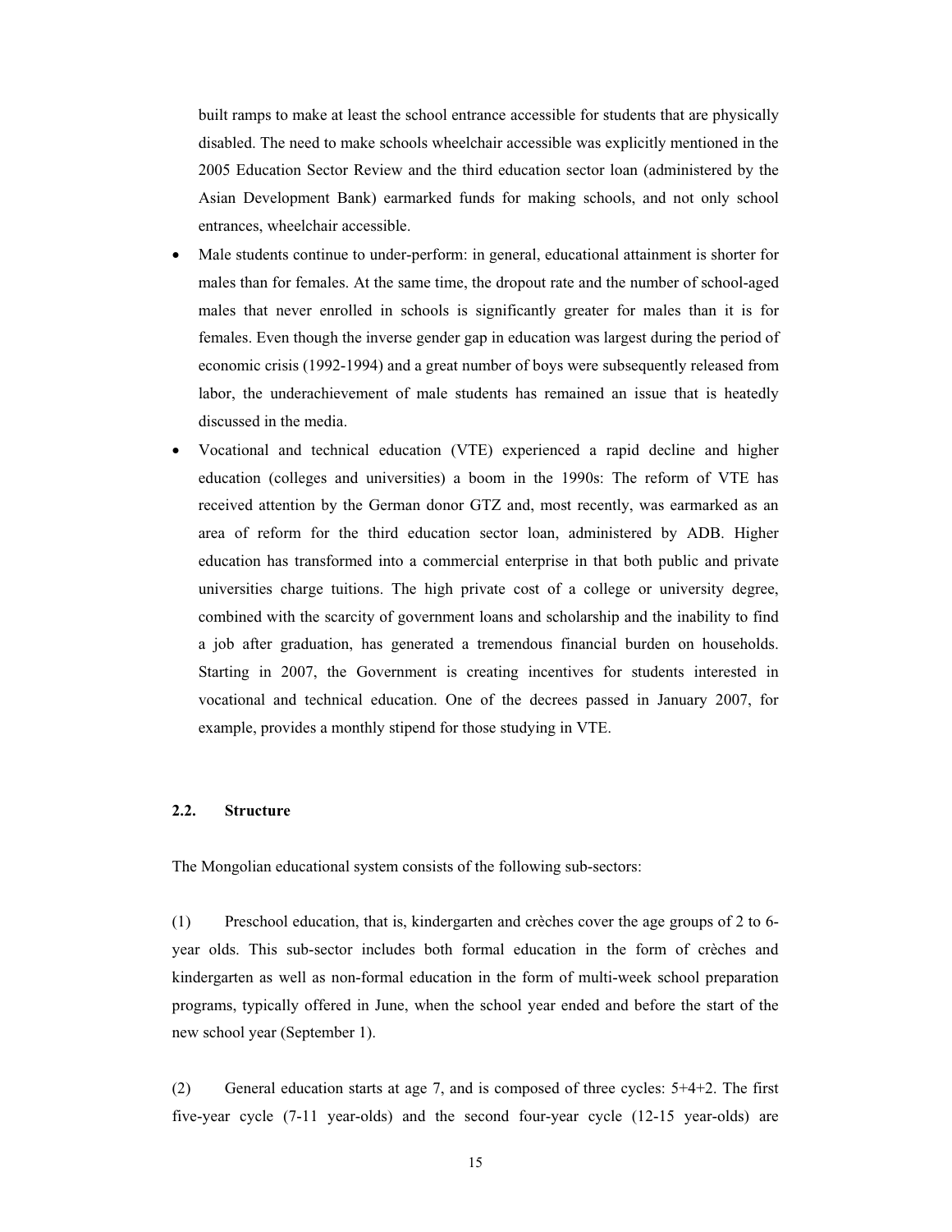built ramps to make at least the school entrance accessible for students that are physically disabled. The need to make schools wheelchair accessible was explicitly mentioned in the 2005 Education Sector Review and the third education sector loan (administered by the Asian Development Bank) earmarked funds for making schools, and not only school entrances, wheelchair accessible.

- Male students continue to under-perform: in general, educational attainment is shorter for males than for females. At the same time, the dropout rate and the number of school-aged males that never enrolled in schools is significantly greater for males than it is for females. Even though the inverse gender gap in education was largest during the period of economic crisis (1992-1994) and a great number of boys were subsequently released from labor, the underachievement of male students has remained an issue that is heatedly discussed in the media.
- Vocational and technical education (VTE) experienced a rapid decline and higher education (colleges and universities) a boom in the 1990s: The reform of VTE has received attention by the German donor GTZ and, most recently, was earmarked as an area of reform for the third education sector loan, administered by ADB. Higher education has transformed into a commercial enterprise in that both public and private universities charge tuitions. The high private cost of a college or university degree, combined with the scarcity of government loans and scholarship and the inability to find a job after graduation, has generated a tremendous financial burden on households. Starting in 2007, the Government is creating incentives for students interested in vocational and technical education. One of the decrees passed in January 2007, for example, provides a monthly stipend for those studying in VTE.

### 2.2. Structure

The Mongolian educational system consists of the following sub-sectors:

(1) Preschool education, that is, kindergarten and crèches cover the age groups of 2 to 6-year olds. This sub-sector includes both formal education in the form of crèches and kindergarten as well as non-formal education in the form of multi-week school preparation programs, typically offered in June, when the school year ended and before the start of the new school year (September 1).

(2) General education starts at age 7, and is composed of three cycles: 5+4+2. The first five-year cycle (7-11 year-olds) and the second four-year cycle (12-15 year-olds) are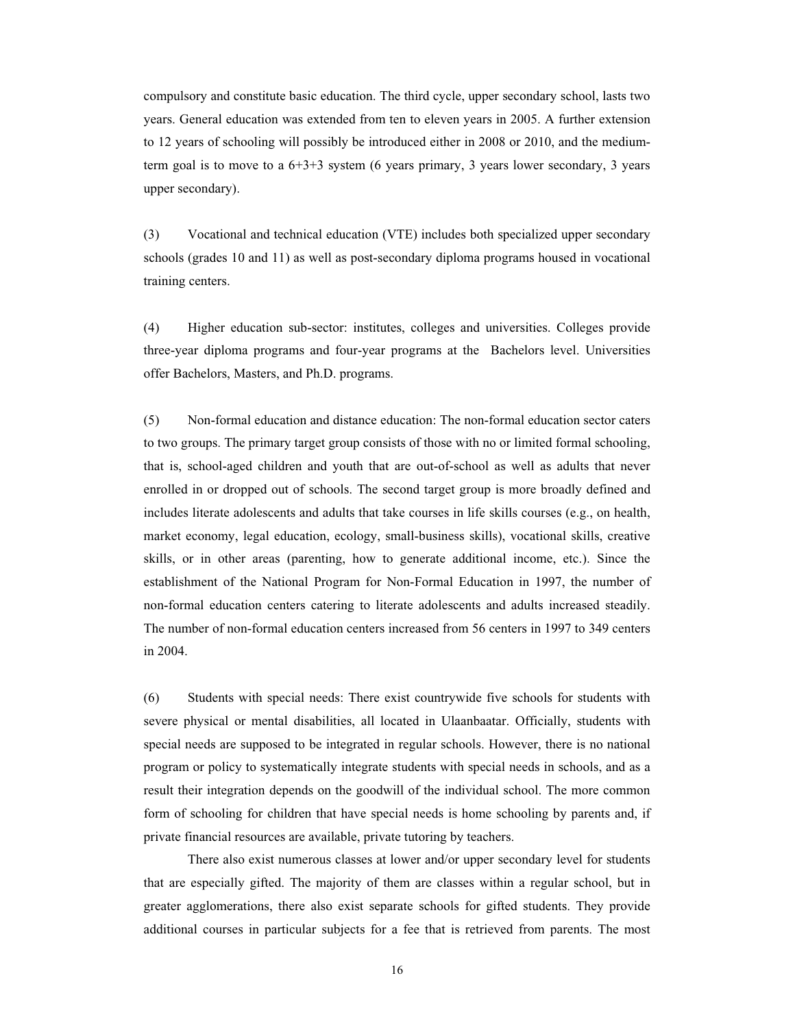compulsory and constitute basic education. The third cycle, upper secondary school, lasts two years. General education was extended from ten to eleven years in 2005. A further extension to 12 years of schooling will possibly be introduced either in 2008 or 2010, and the medium-term goal is to move to a 6+3+3 system (6 years primary, 3 years lower secondary, 3 years upper secondary).

(3) Vocational and technical education (VTE) includes both specialized upper secondary schools (grades 10 and 11) as well as post-secondary diploma programs housed in vocational training centers.

(4) Higher education sub-sector: institutes, colleges and universities. Colleges provide three-year diploma programs and four-year programs at the Bachelors level. Universities offer Bachelors, Masters, and Ph.D. programs.

(5) Non-formal education and distance education: The non-formal education sector caters to two groups. The primary target group consists of those with no or limited formal schooling, that is, school-aged children and youth that are out-of-school as well as adults that never enrolled in or dropped out of schools. The second target group is more broadly defined and includes literate adolescents and adults that take courses in life skills courses (e.g., on health, market economy, legal education, ecology, small-business skills), vocational skills, creative skills, or in other areas (parenting, how to generate additional income, etc.). Since the establishment of the National Program for Non-Formal Education in 1997, the number of non-formal education centers catering to literate adolescents and adults increased steadily. The number of non-formal education centers increased from 56 centers in 1997 to 349 centers in 2004.

(6) Students with special needs: There exist countrywide five schools for students with severe physical or mental disabilities, all located in Ulaanbaatar. Officially, students with special needs are supposed to be integrated in regular schools. However, there is no national program or policy to systematically integrate students with special needs in schools, and as a result their integration depends on the goodwill of the individual school. The more common form of schooling for children that have special needs is home schooling by parents and, if private financial resources are available, private tutoring by teachers.

There also exist numerous classes at lower and/or upper secondary level for students that are especially gifted. The majority of them are classes within a regular school, but in greater agglomerations, there also exist separate schools for gifted students. They provide additional courses in particular subjects for a fee that is retrieved from parents. The most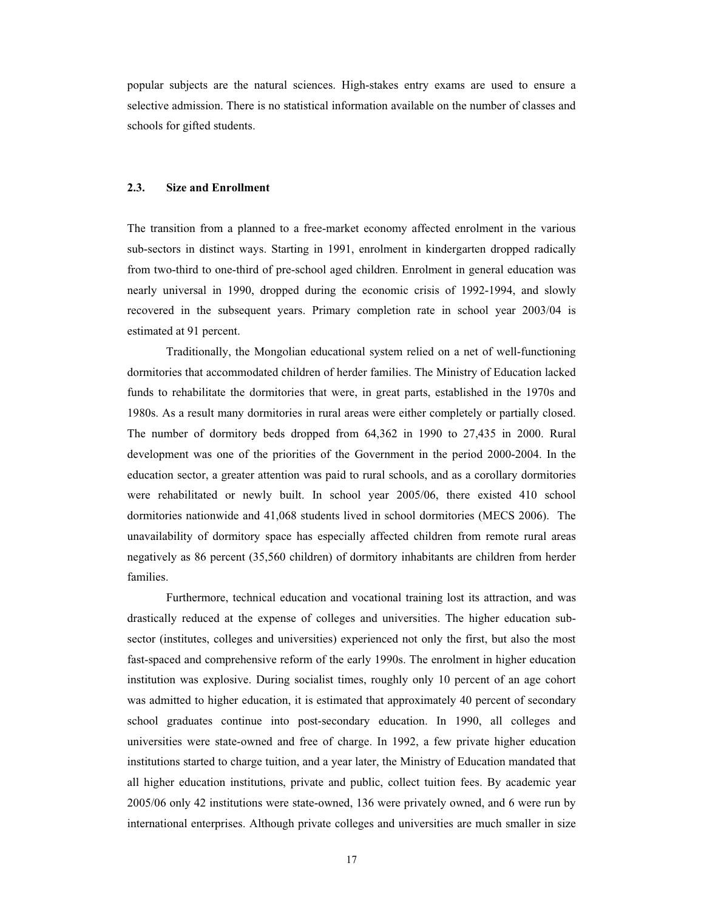popular subjects are the natural sciences. High-stakes entry exams are used to ensure a selective admission. There is no statistical information available on the number of classes and schools for gifted students.

### 2.3. Size and Enrollment

The transition from a planned to a free-market economy affected enrolment in the various sub-sectors in distinct ways. Starting in 1991, enrolment in kindergarten dropped radically from two-third to one-third of pre-school aged children. Enrolment in general education was nearly universal in 1990, dropped during the economic crisis of 1992-1994, and slowly recovered in the subsequent years. Primary completion rate in school year 2003/04 is estimated at 91 percent.

Traditionally, the Mongolian educational system relied on a net of well-functioning dormitories that accommodated children of herder families. The Ministry of Education lacked funds to rehabilitate the dormitories that were, in great parts, established in the 1970s and 1980s. As a result many dormitories in rural areas were either completely or partially closed. The number of dormitory beds dropped from 64,362 in 1990 to 27,435 in 2000. Rural development was one of the priorities of the Government in the period 2000-2004. In the education sector, a greater attention was paid to rural schools, and as a corollary dormitories were rehabilitated or newly built. In school year 2005/06, there existed 410 school dormitories nationwide and 41,068 students lived in school dormitories (MECS 2006). The unavailability of dormitory space has especially affected children from remote rural areas negatively as 86 percent (35,560 children) of dormitory inhabitants are children from herder families.

Furthermore, technical education and vocational training lost its attraction, and was drastically reduced at the expense of colleges and universities. The higher education sub-sector (institutes, colleges and universities) experienced not only the first, but also the most fast-spaced and comprehensive reform of the early 1990s. The enrolment in higher education institution was explosive. During socialist times, roughly only 10 percent of an age cohort was admitted to higher education, it is estimated that approximately 40 percent of secondary school graduates continue into post-secondary education. In 1990, all colleges and universities were state-owned and free of charge. In 1992, a few private higher education institutions started to charge tuition, and a year later, the Ministry of Education mandated that all higher education institutions, private and public, collect tuition fees. By academic year 2005/06 only 42 institutions were state-owned, 136 were privately owned, and 6 were run by international enterprises. Although private colleges and universities are much smaller in size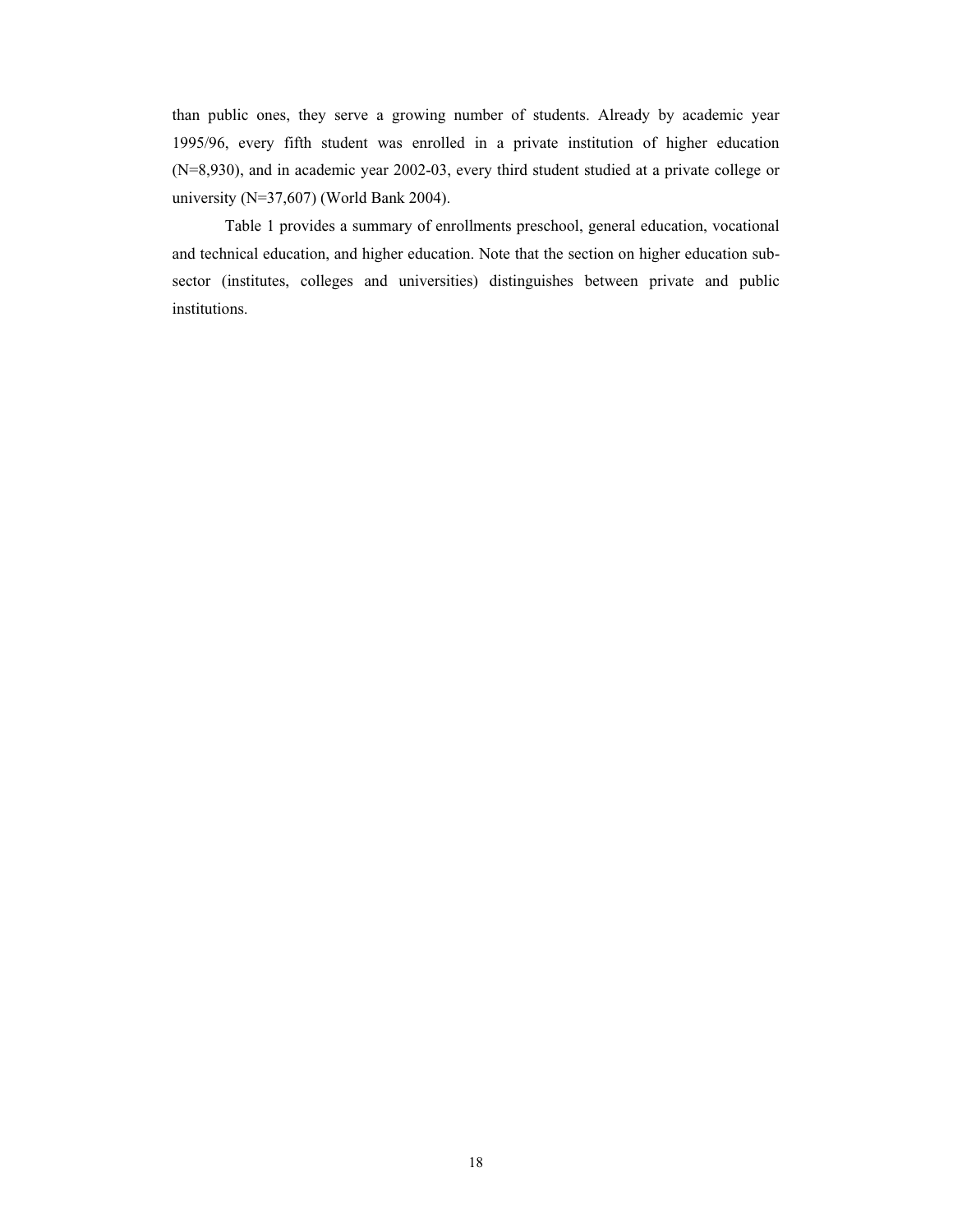than public ones, they serve a growing number of students. Already by academic year 1995/96, every fifth student was enrolled in a private institution of higher education (N=8,930), and in academic year 2002-03, every third student studied at a private college or university (N=37,607) (World Bank 2004).

Table 1 provides a summary of enrollments preschool, general education, vocational and technical education, and higher education. Note that the section on higher education sub-sector (institutes, colleges and universities) distinguishes between private and public institutions.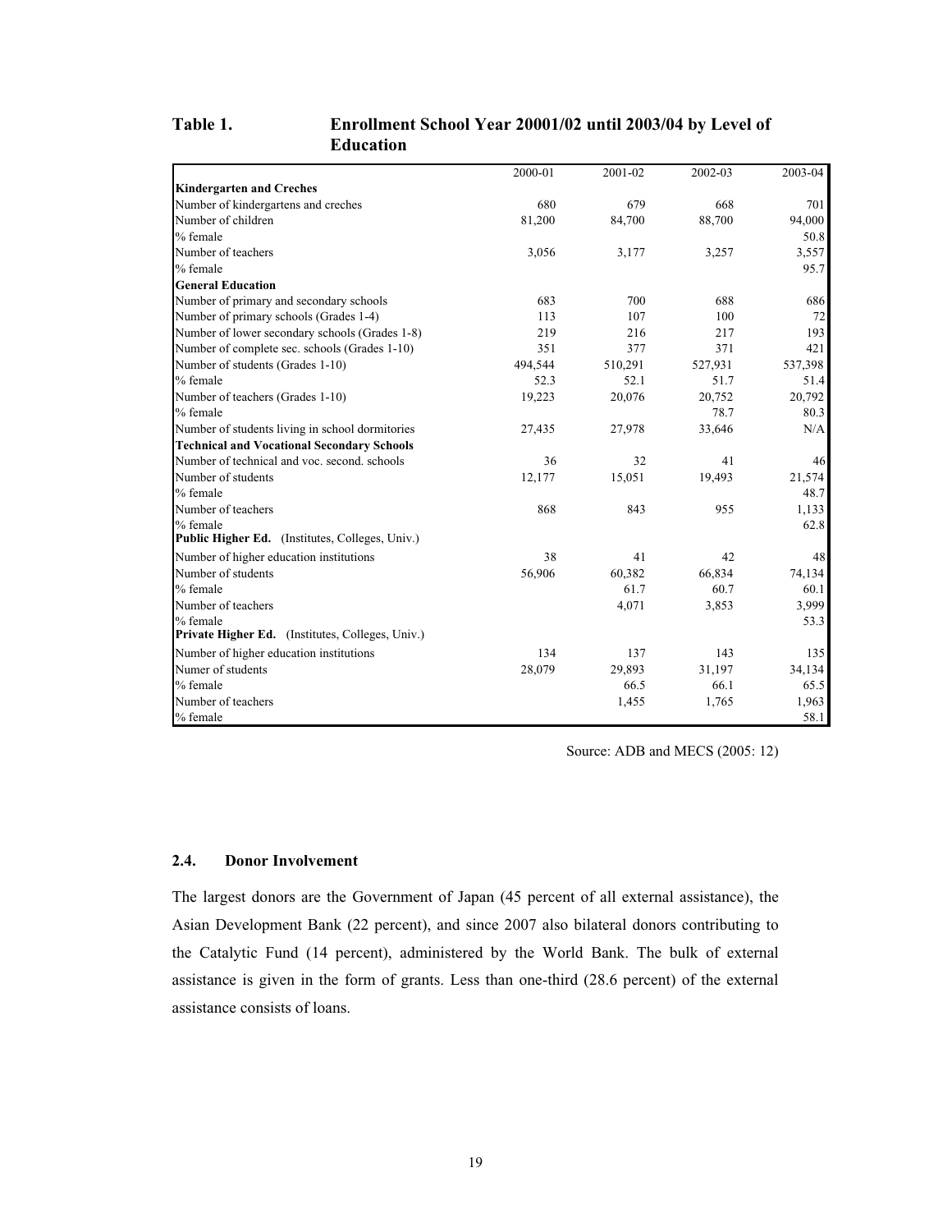**Table 1. Enrollment School Year 20001/02 until 2003/04 by Level of Education**

| | 2000-01 | 2001-02 | 2002-03 | 2003-04 |
|---|---|---|---|---|
| **Kindergarten and Creches** | | | | |
| Number of kindergartens and creches | 680 | 679 | 668 | 701 |
| Number of children | 81,200 | 84,700 | 88,700 | 94,000 |
| % female | | | | 50.8 |
| Number of teachers | 3,056 | 3,177 | 3,257 | 3,557 |
| % female | | | | 95.7 |
| **General Education** | | | | |
| Number of primary and secondary schools | 683 | 700 | 688 | 686 |
| Number of primary schools (Grades 1-4) | 113 | 107 | 100 | 72 |
| Number of lower secondary schools (Grades 1-8) | 219 | 216 | 217 | 193 |
| Number of complete sec. schools (Grades 1-10) | 351 | 377 | 371 | 421 |
| Number of students (Grades 1-10) | 494,544 | 510,291 | 527,931 | 537,398 |
| % female | 52.3 | 52.1 | 51.7 | 51.4 |
| Number of teachers (Grades 1-10) | 19,223 | 20,076 | 20,752 | 20,792 |
| % female | | | 78.7 | 80.3 |
| Number of students living in school dormitories | 27,435 | 27,978 | 33,646 | N/A |
| **Technical and Vocational Secondary Schools** | | | | |
| Number of technical and voc. second. schools | 36 | 32 | 41 | 46 |
| Number of students | 12,177 | 15,051 | 19,493 | 21,574 |
| % female | | | | 48.7 |
| Number of teachers | 868 | 843 | 955 | 1,133 |
| % female | | | | 62.8 |
| **Public Higher Ed.** (Institutes, Colleges, Univ.) | | | | |
| Number of higher education institutions | 38 | 41 | 42 | 48 |
| Number of students | 56,906 | 60,382 | 66,834 | 74,134 |
| % female | | 61.7 | 60.7 | 60.1 |
| Number of teachers | | 4,071 | 3,853 | 3,999 |
| % female | | | | 53.3 |
| **Private Higher Ed.** (Institutes, Colleges, Univ.) | | | | |
| Number of higher education institutions | 134 | 137 | 143 | 135 |
| Numer of students | 28,079 | 29,893 | 31,197 | 34,134 |
| % female | | 66.5 | 66.1 | 65.5 |
| Number of teachers | | 1,455 | 1,765 | 1,963 |
| % female | | | | 58.1 |

Source: ADB and MECS (2005: 12)

## 2.4. Donor Involvement

The largest donors are the Government of Japan (45 percent of all external assistance), the Asian Development Bank (22 percent), and since 2007 also bilateral donors contributing to the Catalytic Fund (14 percent), administered by the World Bank. The bulk of external assistance is given in the form of grants. Less than one-third (28.6 percent) of the external assistance consists of loans.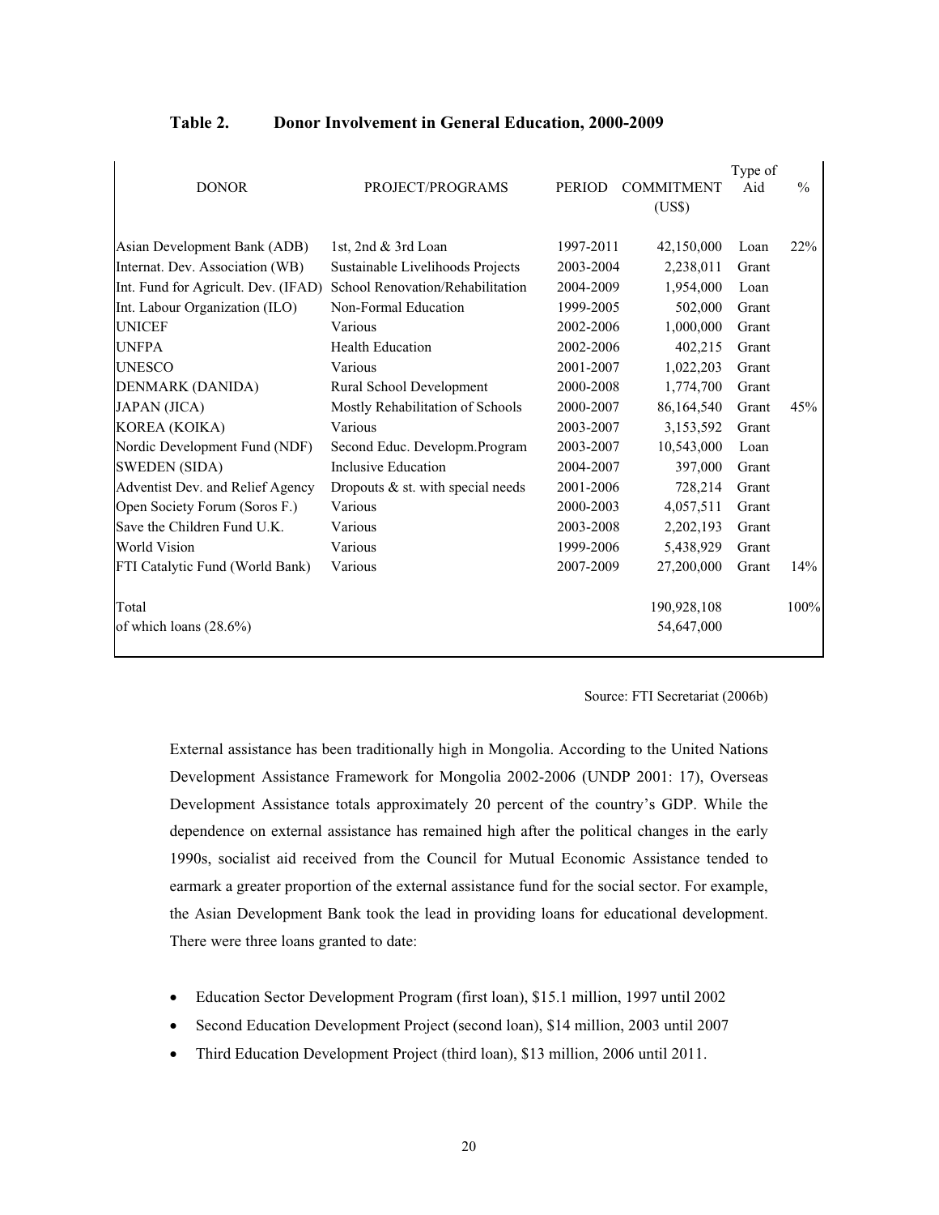**Table 2. Donor Involvement in General Education, 2000-2009**

| DONOR | PROJECT/PROGRAMS | PERIOD | COMMITMENT (US$) | Type of Aid | % |
|---|---|---|---|---|---|
| Asian Development Bank (ADB) | 1st, 2nd & 3rd Loan | 1997-2011 | 42,150,000 | Loan | 22% |
| Internat. Dev. Association (WB) | Sustainable Livelihoods Projects | 2003-2004 | 2,238,011 | Grant | |
| Int. Fund for Agricult. Dev. (IFAD) | School Renovation/Rehabilitation | 2004-2009 | 1,954,000 | Loan | |
| Int. Labour Organization (ILO) | Non-Formal Education | 1999-2005 | 502,000 | Grant | |
| UNICEF | Various | 2002-2006 | 1,000,000 | Grant | |
| UNFPA | Health Education | 2002-2006 | 402,215 | Grant | |
| UNESCO | Various | 2001-2007 | 1,022,203 | Grant | |
| DENMARK (DANIDA) | Rural School Development | 2000-2008 | 1,774,700 | Grant | |
| JAPAN (JICA) | Mostly Rehabilitation of Schools | 2000-2007 | 86,164,540 | Grant | 45% |
| KOREA (KOIKA) | Various | 2003-2007 | 3,153,592 | Grant | |
| Nordic Development Fund (NDF) | Second Educ. Developm.Program | 2003-2007 | 10,543,000 | Loan | |
| SWEDEN (SIDA) | Inclusive Education | 2004-2007 | 397,000 | Grant | |
| Adventist Dev. and Relief Agency | Dropouts & st. with special needs | 2001-2006 | 728,214 | Grant | |
| Open Society Forum (Soros F.) | Various | 2000-2003 | 4,057,511 | Grant | |
| Save the Children Fund U.K. | Various | 2003-2008 | 2,202,193 | Grant | |
| World Vision | Various | 1999-2006 | 5,438,929 | Grant | |
| FTI Catalytic Fund (World Bank) | Various | 2007-2009 | 27,200,000 | Grant | 14% |
| Total | | | 190,928,108 | | 100% |
| of which loans (28.6%) | | | 54,647,000 | | |

Source: FTI Secretariat (2006b)

External assistance has been traditionally high in Mongolia. According to the United Nations Development Assistance Framework for Mongolia 2002-2006 (UNDP 2001: 17), Overseas Development Assistance totals approximately 20 percent of the country's GDP. While the dependence on external assistance has remained high after the political changes in the early 1990s, socialist aid received from the Council for Mutual Economic Assistance tended to earmark a greater proportion of the external assistance fund for the social sector. For example, the Asian Development Bank took the lead in providing loans for educational development. There were three loans granted to date:

- Education Sector Development Program (first loan), $15.1 million, 1997 until 2002
- Second Education Development Project (second loan), $14 million, 2003 until 2007
- Third Education Development Project (third loan), $13 million, 2006 until 2011.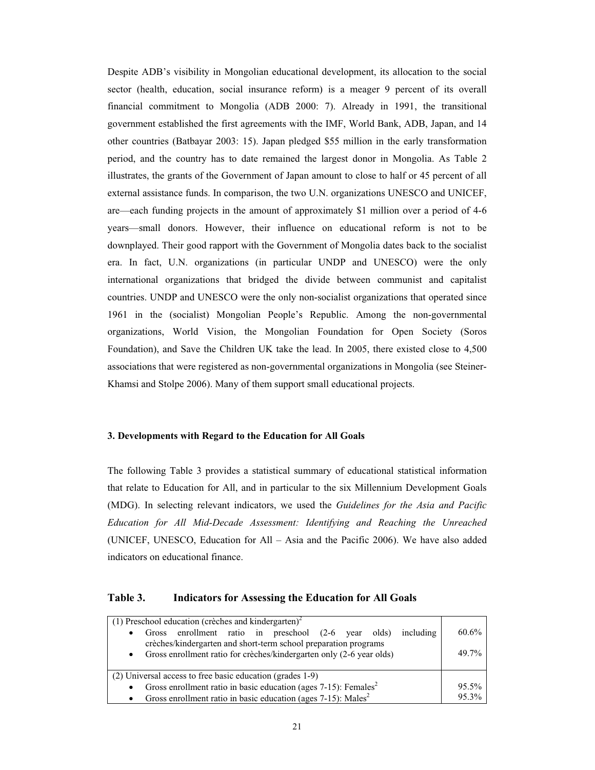Despite ADB's visibility in Mongolian educational development, its allocation to the social sector (health, education, social insurance reform) is a meager 9 percent of its overall financial commitment to Mongolia (ADB 2000: 7). Already in 1991, the transitional government established the first agreements with the IMF, World Bank, ADB, Japan, and 14 other countries (Batbayar 2003: 15). Japan pledged $55 million in the early transformation period, and the country has to date remained the largest donor in Mongolia. As Table 2 illustrates, the grants of the Government of Japan amount to close to half or 45 percent of all external assistance funds. In comparison, the two U.N. organizations UNESCO and UNICEF, are—each funding projects in the amount of approximately $1 million over a period of 4-6 years—small donors. However, their influence on educational reform is not to be downplayed. Their good rapport with the Government of Mongolia dates back to the socialist era. In fact, U.N. organizations (in particular UNDP and UNESCO) were the only international organizations that bridged the divide between communist and capitalist countries. UNDP and UNESCO were the only non-socialist organizations that operated since 1961 in the (socialist) Mongolian People's Republic. Among the non-governmental organizations, World Vision, the Mongolian Foundation for Open Society (Soros Foundation), and Save the Children UK take the lead. In 2005, there existed close to 4,500 associations that were registered as non-governmental organizations in Mongolia (see Steiner-Khamsi and Stolpe 2006). Many of them support small educational projects.

### 3. Developments with Regard to the Education for All Goals

The following Table 3 provides a statistical summary of educational statistical information that relate to Education for All, and in particular to the six Millennium Development Goals (MDG). In selecting relevant indicators, we used the *Guidelines for the Asia and Pacific Education for All Mid-Decade Assessment: Identifying and Reaching the Unreached* (UNICEF, UNESCO, Education for All – Asia and the Pacific 2006). We have also added indicators on educational finance.

**Table 3. Indicators for Assessing the Education for All Goals**

| Indicator | Value |
|---|---|
| (1) Preschool education (crèches and kindergarten)[2] | |
| • Gross enrollment ratio in preschool (2-6 year olds) including crèches/kindergarten and short-term school preparation programs | 60.6% |
| • Gross enrollment ratio for crèches/kindergarten only (2-6 year olds) | 49.7% |
| (2) Universal access to free basic education (grades 1-9) | |
| • Gross enrollment ratio in basic education (ages 7-15): Females[2] | 95.5% |
| • Gross enrollment ratio in basic education (ages 7-15): Males[2] | 95.3% |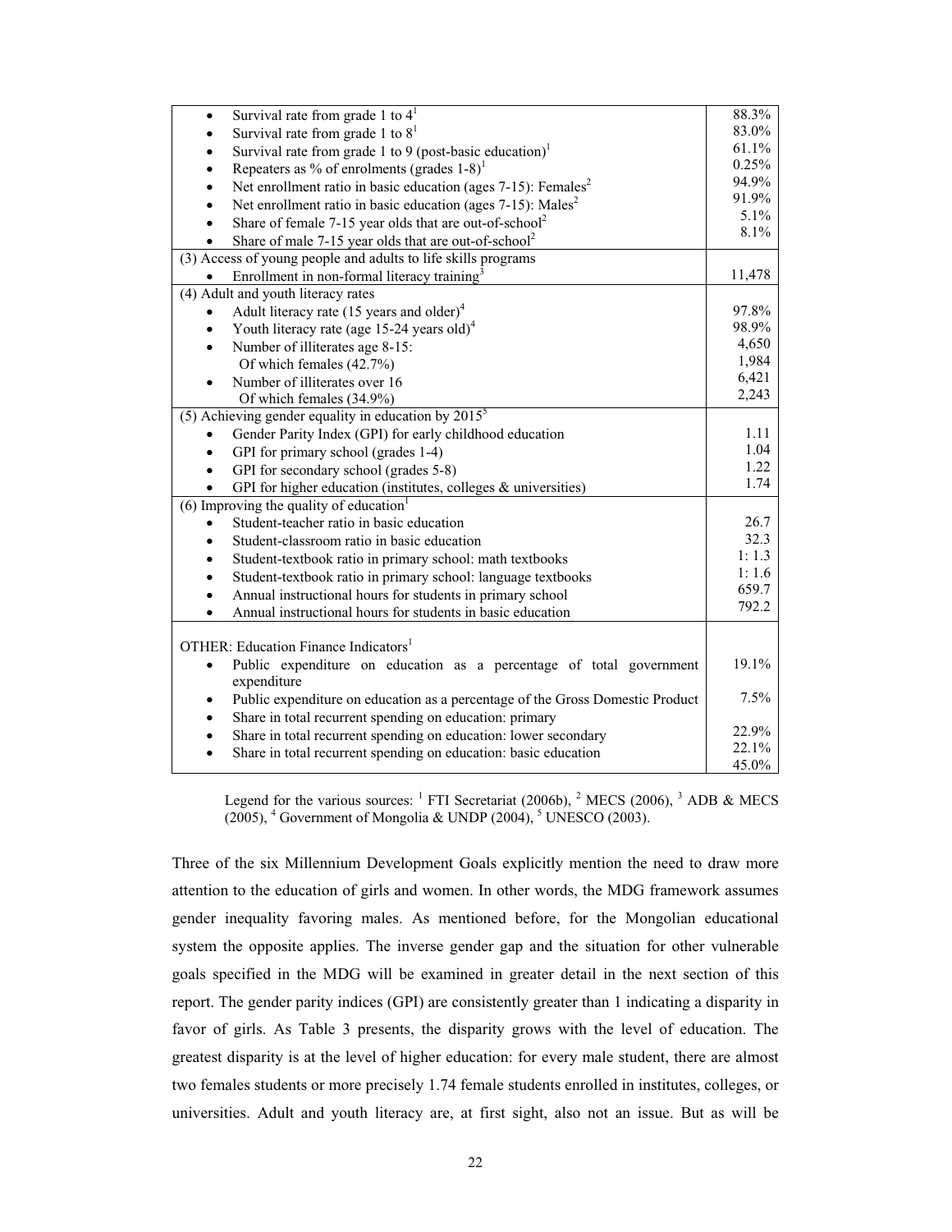| Indicator | Value |
|---|---|
| • Survival rate from grade 1 to 4[1] | 88.3% |
| • Survival rate from grade 1 to 8[1] | 83.0% |
| • Survival rate from grade 1 to 9 (post-basic education)[1] | 61.1% |
| • Repeaters as % of enrolments (grades 1-8)[1] | 0.25% |
| • Net enrollment ratio in basic education (ages 7-15): Females[2] | 94.9% |
| • Net enrollment ratio in basic education (ages 7-15): Males[2] | 91.9% |
| • Share of female 7-15 year olds that are out-of-school[2] | 5.1% |
| • Share of male 7-15 year olds that are out-of-school[2] | 8.1% |
| (3) Access of young people and adults to life skills programs | |
| • Enrollment in non-formal literacy training[3] | 11,478 |
| (4) Adult and youth literacy rates | |
| • Adult literacy rate (15 years and older)[4] | 97.8% |
| • Youth literacy rate (age 15-24 years old)[4] | 98.9% |
| • Number of illiterates age 8-15: | 4,650 |
| Of which females (42.7%) | 1,984 |
| • Number of illiterates over 16 | 6,421 |
| Of which females (34.9%) | 2,243 |
| (5) Achieving gender equality in education by 2015[5] | |
| • Gender Parity Index (GPI) for early childhood education | 1.11 |
| • GPI for primary school (grades 1-4) | 1.04 |
| • GPI for secondary school (grades 5-8) | 1.22 |
| • GPI for higher education (institutes, colleges & universities) | 1.74 |
| (6) Improving the quality of education[1] | |
| • Student-teacher ratio in basic education | 26.7 |
| • Student-classroom ratio in basic education | 32.3 |
| • Student-textbook ratio in primary school: math textbooks | 1: 1.3 |
| • Student-textbook ratio in primary school: language textbooks | 1: 1.6 |
| • Annual instructional hours for students in primary school | 659.7 |
| • Annual instructional hours for students in basic education | 792.2 |
| OTHER: Education Finance Indicators[1] | |
| • Public expenditure on education as a percentage of total government expenditure | 19.1% |
| • Public expenditure on education as a percentage of the Gross Domestic Product | 7.5% |
| • Share in total recurrent spending on education: primary | 22.9% |
| • Share in total recurrent spending on education: lower secondary | 22.1% |
| • Share in total recurrent spending on education: basic education | 45.0% |

Legend for the various sources: [1] FTI Secretariat (2006b), [2] MECS (2006), [3] ADB & MECS (2005), [4] Government of Mongolia & UNDP (2004), [5] UNESCO (2003).

Three of the six Millennium Development Goals explicitly mention the need to draw more attention to the education of girls and women. In other words, the MDG framework assumes gender inequality favoring males. As mentioned before, for the Mongolian educational system the opposite applies. The inverse gender gap and the situation for other vulnerable goals specified in the MDG will be examined in greater detail in the next section of this report. The gender parity indices (GPI) are consistently greater than 1 indicating a disparity in favor of girls. As Table 3 presents, the disparity grows with the level of education. The greatest disparity is at the level of higher education: for every male student, there are almost two females students or more precisely 1.74 female students enrolled in institutes, colleges, or universities. Adult and youth literacy are, at first sight, also not an issue. But as will be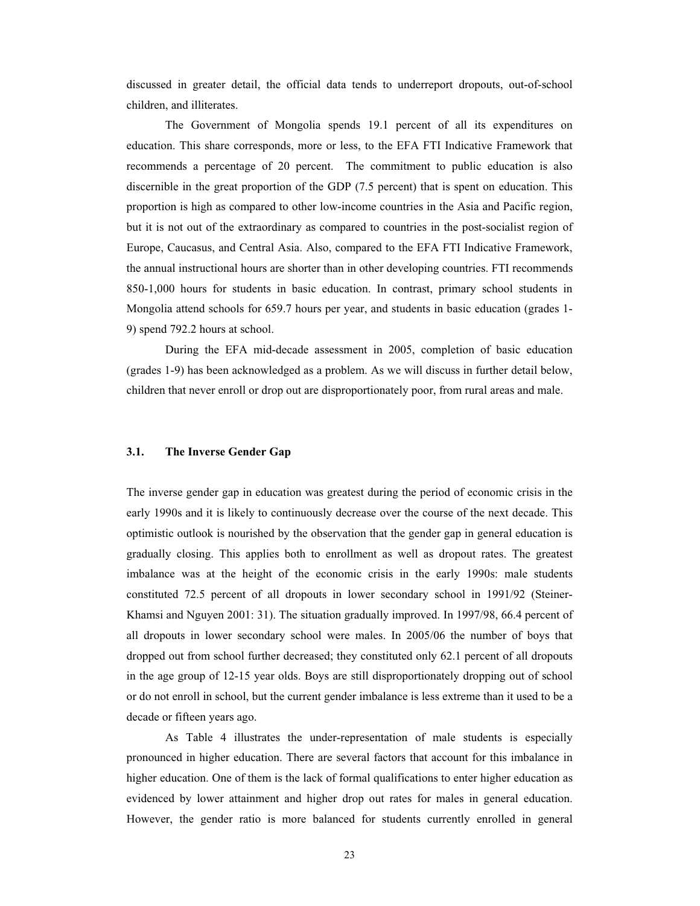discussed in greater detail, the official data tends to underreport dropouts, out-of-school children, and illiterates.

The Government of Mongolia spends 19.1 percent of all its expenditures on education. This share corresponds, more or less, to the EFA FTI Indicative Framework that recommends a percentage of 20 percent. The commitment to public education is also discernible in the great proportion of the GDP (7.5 percent) that is spent on education. This proportion is high as compared to other low-income countries in the Asia and Pacific region, but it is not out of the extraordinary as compared to countries in the post-socialist region of Europe, Caucasus, and Central Asia. Also, compared to the EFA FTI Indicative Framework, the annual instructional hours are shorter than in other developing countries. FTI recommends 850-1,000 hours for students in basic education. In contrast, primary school students in Mongolia attend schools for 659.7 hours per year, and students in basic education (grades 1-9) spend 792.2 hours at school.

During the EFA mid-decade assessment in 2005, completion of basic education (grades 1-9) has been acknowledged as a problem. As we will discuss in further detail below, children that never enroll or drop out are disproportionately poor, from rural areas and male.

### 3.1. The Inverse Gender Gap

The inverse gender gap in education was greatest during the period of economic crisis in the early 1990s and it is likely to continuously decrease over the course of the next decade. This optimistic outlook is nourished by the observation that the gender gap in general education is gradually closing. This applies both to enrollment as well as dropout rates. The greatest imbalance was at the height of the economic crisis in the early 1990s: male students constituted 72.5 percent of all dropouts in lower secondary school in 1991/92 (Steiner-Khamsi and Nguyen 2001: 31). The situation gradually improved. In 1997/98, 66.4 percent of all dropouts in lower secondary school were males. In 2005/06 the number of boys that dropped out from school further decreased; they constituted only 62.1 percent of all dropouts in the age group of 12-15 year olds. Boys are still disproportionately dropping out of school or do not enroll in school, but the current gender imbalance is less extreme than it used to be a decade or fifteen years ago.

As Table 4 illustrates the under-representation of male students is especially pronounced in higher education. There are several factors that account for this imbalance in higher education. One of them is the lack of formal qualifications to enter higher education as evidenced by lower attainment and higher drop out rates for males in general education. However, the gender ratio is more balanced for students currently enrolled in general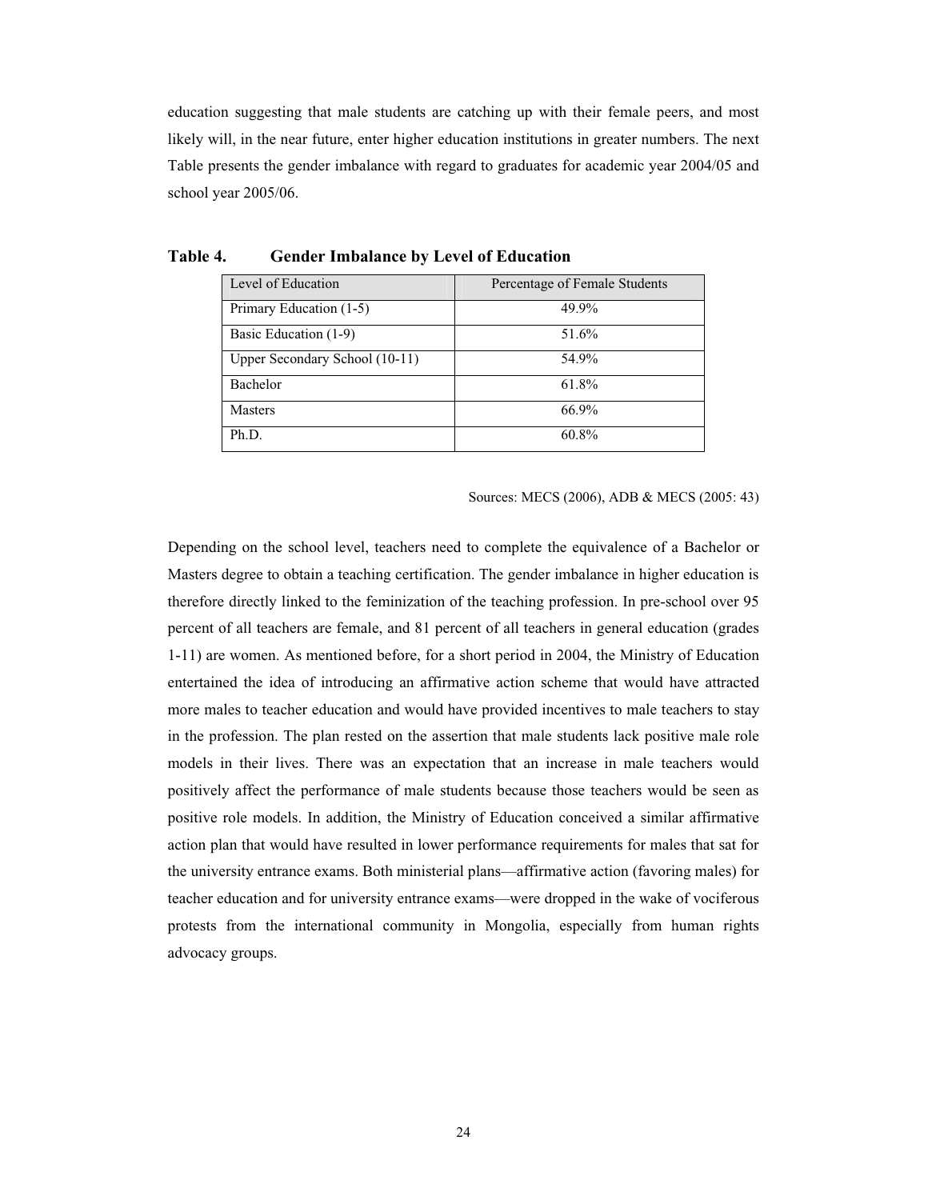education suggesting that male students are catching up with their female peers, and most likely will, in the near future, enter higher education institutions in greater numbers. The next Table presents the gender imbalance with regard to graduates for academic year 2004/05 and school year 2005/06.

**Table 4. Gender Imbalance by Level of Education**

| Level of Education | Percentage of Female Students |
|---|---|
| Primary Education (1-5) | 49.9% |
| Basic Education (1-9) | 51.6% |
| Upper Secondary School (10-11) | 54.9% |
| Bachelor | 61.8% |
| Masters | 66.9% |
| Ph.D. | 60.8% |

Sources: MECS (2006), ADB & MECS (2005: 43)

Depending on the school level, teachers need to complete the equivalence of a Bachelor or Masters degree to obtain a teaching certification. The gender imbalance in higher education is therefore directly linked to the feminization of the teaching profession. In pre-school over 95 percent of all teachers are female, and 81 percent of all teachers in general education (grades 1-11) are women. As mentioned before, for a short period in 2004, the Ministry of Education entertained the idea of introducing an affirmative action scheme that would have attracted more males to teacher education and would have provided incentives to male teachers to stay in the profession. The plan rested on the assertion that male students lack positive male role models in their lives. There was an expectation that an increase in male teachers would positively affect the performance of male students because those teachers would be seen as positive role models. In addition, the Ministry of Education conceived a similar affirmative action plan that would have resulted in lower performance requirements for males that sat for the university entrance exams. Both ministerial plans—affirmative action (favoring males) for teacher education and for university entrance exams—were dropped in the wake of vociferous protests from the international community in Mongolia, especially from human rights advocacy groups.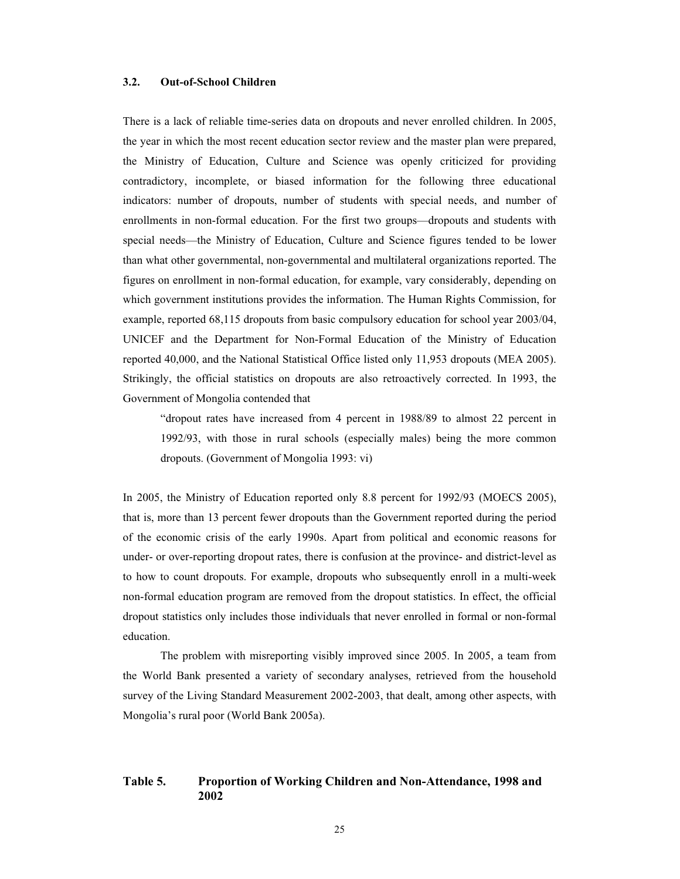### 3.2. Out-of-School Children

There is a lack of reliable time-series data on dropouts and never enrolled children. In 2005, the year in which the most recent education sector review and the master plan were prepared, the Ministry of Education, Culture and Science was openly criticized for providing contradictory, incomplete, or biased information for the following three educational indicators: number of dropouts, number of students with special needs, and number of enrollments in non-formal education. For the first two groups—dropouts and students with special needs—the Ministry of Education, Culture and Science figures tended to be lower than what other governmental, non-governmental and multilateral organizations reported. The figures on enrollment in non-formal education, for example, vary considerably, depending on which government institutions provides the information. The Human Rights Commission, for example, reported 68,115 dropouts from basic compulsory education for school year 2003/04, UNICEF and the Department for Non-Formal Education of the Ministry of Education reported 40,000, and the National Statistical Office listed only 11,953 dropouts (MEA 2005). Strikingly, the official statistics on dropouts are also retroactively corrected. In 1993, the Government of Mongolia contended that

> "dropout rates have increased from 4 percent in 1988/89 to almost 22 percent in 1992/93, with those in rural schools (especially males) being the more common dropouts. (Government of Mongolia 1993: vi)

In 2005, the Ministry of Education reported only 8.8 percent for 1992/93 (MOECS 2005), that is, more than 13 percent fewer dropouts than the Government reported during the period of the economic crisis of the early 1990s. Apart from political and economic reasons for under- or over-reporting dropout rates, there is confusion at the province- and district-level as to how to count dropouts. For example, dropouts who subsequently enroll in a multi-week non-formal education program are removed from the dropout statistics. In effect, the official dropout statistics only includes those individuals that never enrolled in formal or non-formal education.

The problem with misreporting visibly improved since 2005. In 2005, a team from the World Bank presented a variety of secondary analyses, retrieved from the household survey of the Living Standard Measurement 2002-2003, that dealt, among other aspects, with Mongolia's rural poor (World Bank 2005a).

**Table 5. Proportion of Working Children and Non-Attendance, 1998 and 2002**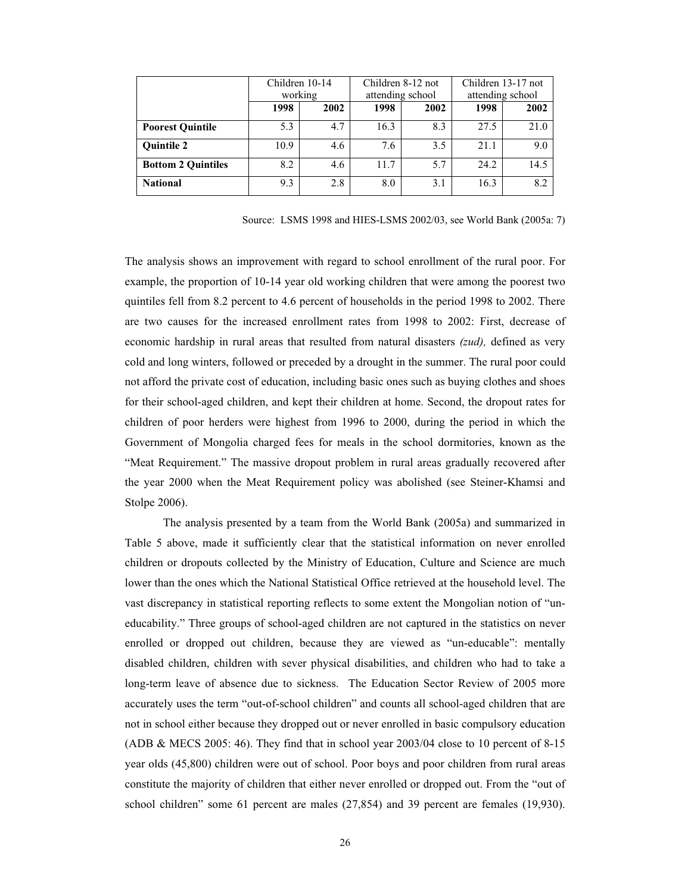| | Children 10-14 working | | Children 8-12 not attending school | | Children 13-17 not attending school | |
|---|---|---|---|---|---|---|
| | **1998** | **2002** | **1998** | **2002** | **1998** | **2002** |
| **Poorest Quintile** | 5.3 | 4.7 | 16.3 | 8.3 | 27.5 | 21.0 |
| **Quintile 2** | 10.9 | 4.6 | 7.6 | 3.5 | 21.1 | 9.0 |
| **Bottom 2 Quintiles** | 8.2 | 4.6 | 11.7 | 5.7 | 24.2 | 14.5 |
| **National** | 9.3 | 2.8 | 8.0 | 3.1 | 16.3 | 8.2 |

Source: LSMS 1998 and HIES-LSMS 2002/03, see World Bank (2005a: 7)

The analysis shows an improvement with regard to school enrollment of the rural poor. For example, the proportion of 10-14 year old working children that were among the poorest two quintiles fell from 8.2 percent to 4.6 percent of households in the period 1998 to 2002. There are two causes for the increased enrollment rates from 1998 to 2002: First, decrease of economic hardship in rural areas that resulted from natural disasters *(zud),* defined as very cold and long winters, followed or preceded by a drought in the summer. The rural poor could not afford the private cost of education, including basic ones such as buying clothes and shoes for their school-aged children, and kept their children at home. Second, the dropout rates for children of poor herders were highest from 1996 to 2000, during the period in which the Government of Mongolia charged fees for meals in the school dormitories, known as the "Meat Requirement." The massive dropout problem in rural areas gradually recovered after the year 2000 when the Meat Requirement policy was abolished (see Steiner-Khamsi and Stolpe 2006).

The analysis presented by a team from the World Bank (2005a) and summarized in Table 5 above, made it sufficiently clear that the statistical information on never enrolled children or dropouts collected by the Ministry of Education, Culture and Science are much lower than the ones which the National Statistical Office retrieved at the household level. The vast discrepancy in statistical reporting reflects to some extent the Mongolian notion of "un-educability." Three groups of school-aged children are not captured in the statistics on never enrolled or dropped out children, because they are viewed as "un-educable": mentally disabled children, children with sever physical disabilities, and children who had to take a long-term leave of absence due to sickness. The Education Sector Review of 2005 more accurately uses the term "out-of-school children" and counts all school-aged children that are not in school either because they dropped out or never enrolled in basic compulsory education (ADB & MECS 2005: 46). They find that in school year 2003/04 close to 10 percent of 8-15 year olds (45,800) children were out of school. Poor boys and poor children from rural areas constitute the majority of children that either never enrolled or dropped out. From the "out of school children" some 61 percent are males (27,854) and 39 percent are females (19,930).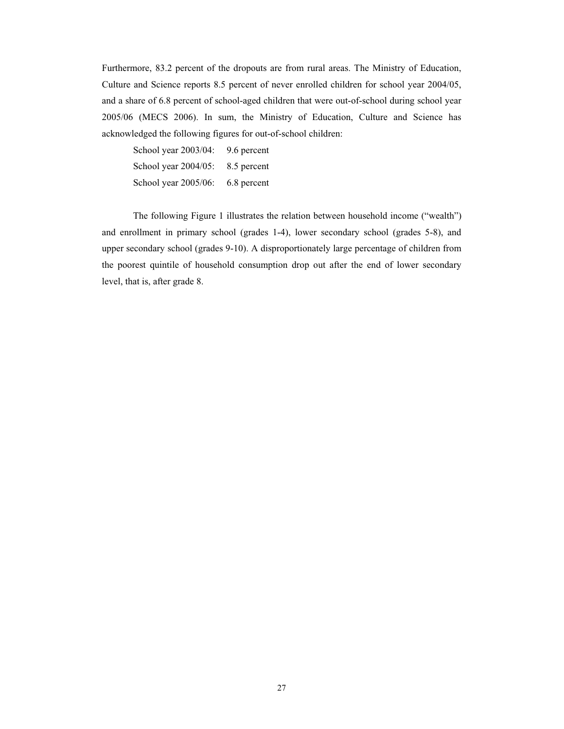Furthermore, 83.2 percent of the dropouts are from rural areas. The Ministry of Education, Culture and Science reports 8.5 percent of never enrolled children for school year 2004/05, and a share of 6.8 percent of school-aged children that were out-of-school during school year 2005/06 (MECS 2006). In sum, the Ministry of Education, Culture and Science has acknowledged the following figures for out-of-school children:

School year 2003/04: 9.6 percent
School year 2004/05: 8.5 percent
School year 2005/06: 6.8 percent

The following Figure 1 illustrates the relation between household income ("wealth") and enrollment in primary school (grades 1-4), lower secondary school (grades 5-8), and upper secondary school (grades 9-10). A disproportionately large percentage of children from the poorest quintile of household consumption drop out after the end of lower secondary level, that is, after grade 8.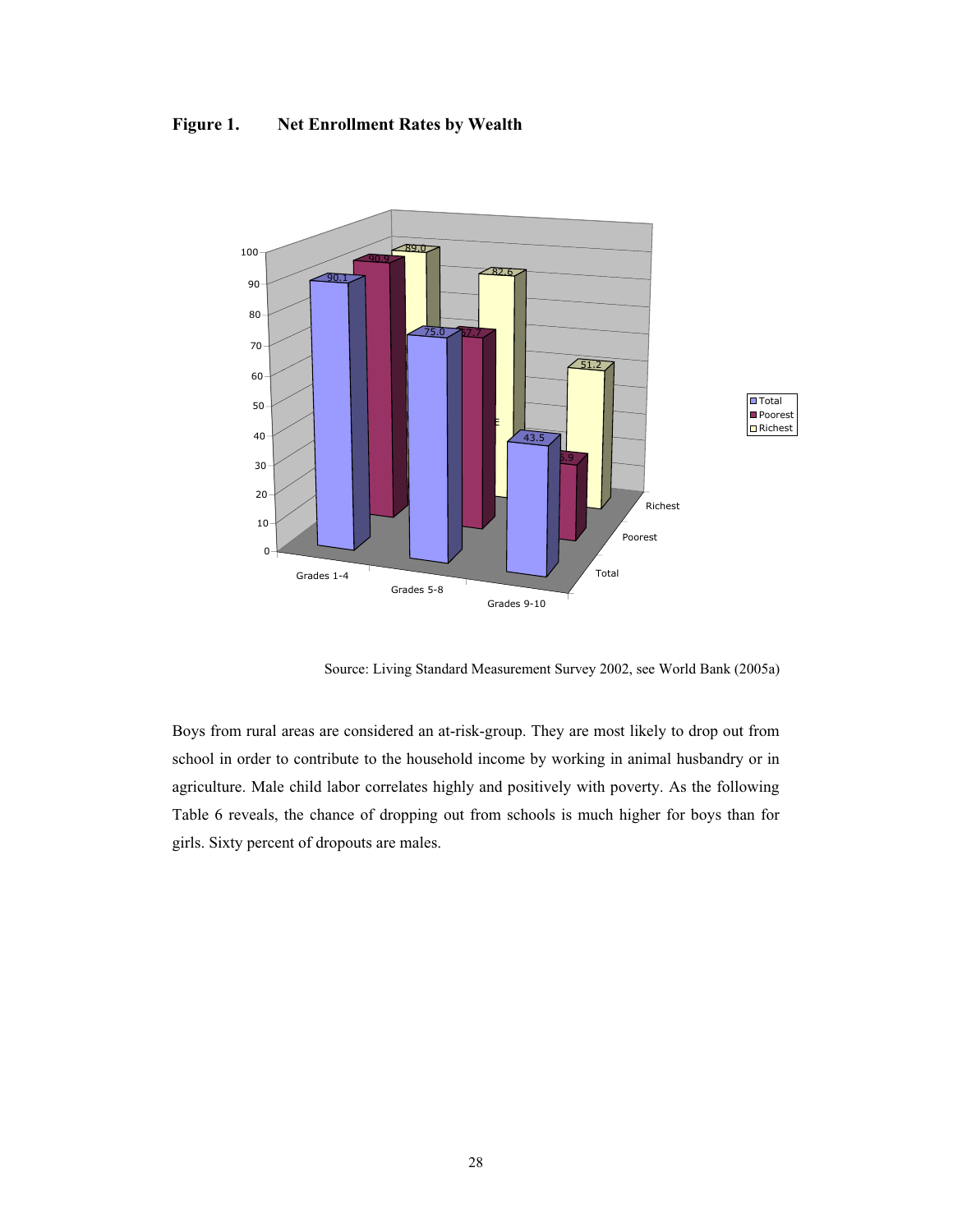**Figure 1. Net Enrollment Rates by Wealth**

Source: Living Standard Measurement Survey 2002, see World Bank (2005a)

Boys from rural areas are considered an at-risk-group. They are most likely to drop out from school in order to contribute to the household income by working in animal husbandry or in agriculture. Male child labor correlates highly and positively with poverty. As the following Table 6 reveals, the chance of dropping out from schools is much higher for boys than for girls. Sixty percent of dropouts are males.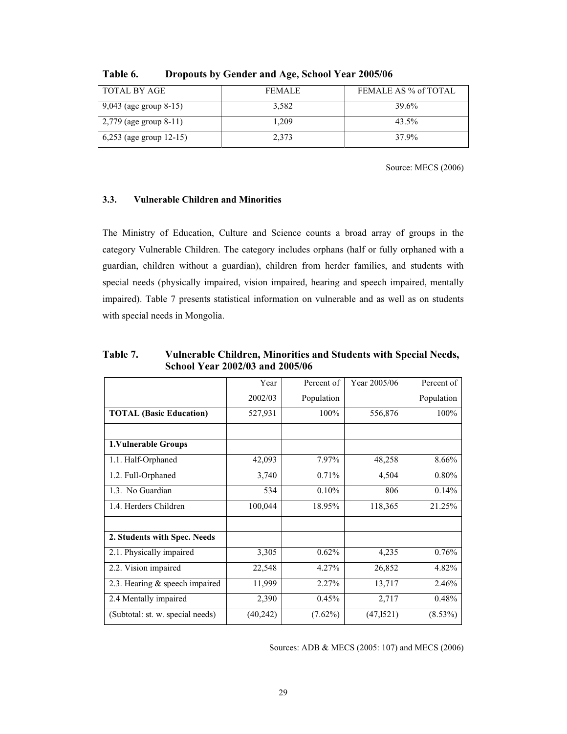**Table 6. Dropouts by Gender and Age, School Year 2005/06**

| TOTAL BY AGE | FEMALE | FEMALE AS % of TOTAL |
|---|---|---|
| 9,043 (age group 8-15) | 3,582 | 39.6% |
| 2,779 (age group 8-11) | 1,209 | 43.5% |
| 6,253 (age group 12-15) | 2,373 | 37.9% |

Source: MECS (2006)

### 3.3. Vulnerable Children and Minorities

The Ministry of Education, Culture and Science counts a broad array of groups in the category Vulnerable Children. The category includes orphans (half or fully orphaned with a guardian, children without a guardian), children from herder families, and students with special needs (physically impaired, vision impaired, hearing and speech impaired, mentally impaired). Table 7 presents statistical information on vulnerable and as well as on students with special needs in Mongolia.

**Table 7. Vulnerable Children, Minorities and Students with Special Needs, School Year 2002/03 and 2005/06**

| | Year 2002/03 | Percent of Population | Year 2005/06 | Percent of Population |
|---|---|---|---|---|
| **TOTAL (Basic Education)** | 527,931 | 100% | 556,876 | 100% |
| | | | | |
| **1.Vulnerable Groups** | | | | |
| 1.1. Half-Orphaned | 42,093 | 7.97% | 48,258 | 8.66% |
| 1.2. Full-Orphaned | 3,740 | 0.71% | 4,504 | 0.80% |
| 1.3. No Guardian | 534 | 0.10% | 806 | 0.14% |
| 1.4. Herders Children | 100,044 | 18.95% | 118,365 | 21.25% |
| | | | | |
| **2. Students with Spec. Needs** | | | | |
| 2.1. Physically impaired | 3,305 | 0.62% | 4,235 | 0.76% |
| 2.2. Vision impaired | 22,548 | 4.27% | 26,852 | 4.82% |
| 2.3. Hearing & speech impaired | 11,999 | 2.27% | 13,717 | 2.46% |
| 2.4 Mentally impaired | 2,390 | 0.45% | 2,717 | 0.48% |
| (Subtotal: st. w. special needs) | (40,242) | (7.62%) | (47,l521) | (8.53%) |

Sources: ADB & MECS (2005: 107) and MECS (2006)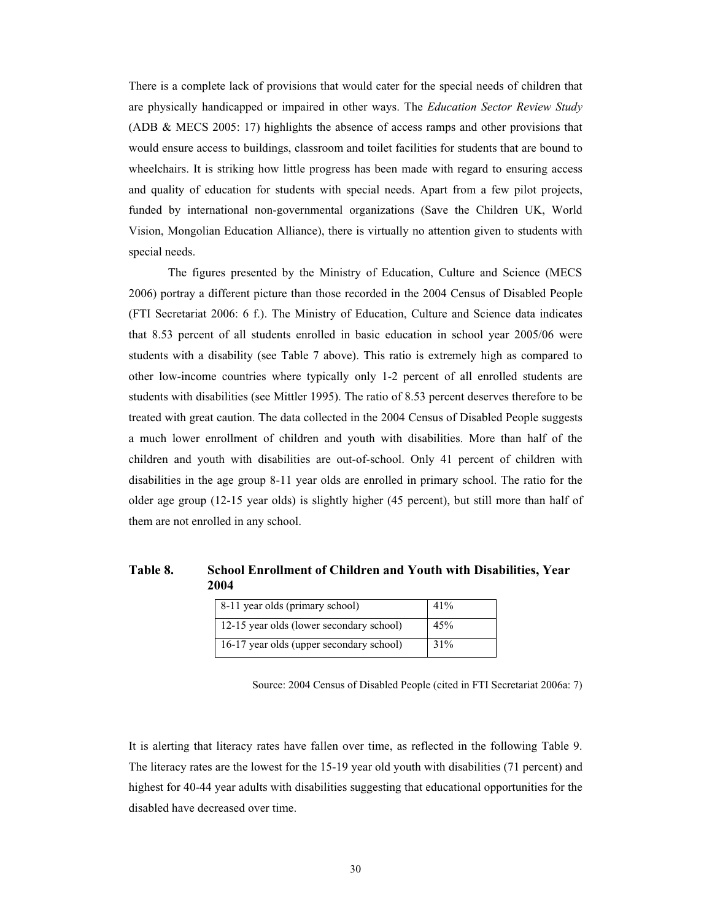There is a complete lack of provisions that would cater for the special needs of children that are physically handicapped or impaired in other ways. The *Education Sector Review Study* (ADB & MECS 2005: 17) highlights the absence of access ramps and other provisions that would ensure access to buildings, classroom and toilet facilities for students that are bound to wheelchairs. It is striking how little progress has been made with regard to ensuring access and quality of education for students with special needs. Apart from a few pilot projects, funded by international non-governmental organizations (Save the Children UK, World Vision, Mongolian Education Alliance), there is virtually no attention given to students with special needs.

The figures presented by the Ministry of Education, Culture and Science (MECS 2006) portray a different picture than those recorded in the 2004 Census of Disabled People (FTI Secretariat 2006: 6 f.). The Ministry of Education, Culture and Science data indicates that 8.53 percent of all students enrolled in basic education in school year 2005/06 were students with a disability (see Table 7 above). This ratio is extremely high as compared to other low-income countries where typically only 1-2 percent of all enrolled students are students with disabilities (see Mittler 1995). The ratio of 8.53 percent deserves therefore to be treated with great caution. The data collected in the 2004 Census of Disabled People suggests a much lower enrollment of children and youth with disabilities. More than half of the children and youth with disabilities are out-of-school. Only 41 percent of children with disabilities in the age group 8-11 year olds are enrolled in primary school. The ratio for the older age group (12-15 year olds) is slightly higher (45 percent), but still more than half of them are not enrolled in any school.

**Table 8. School Enrollment of Children and Youth with Disabilities, Year 2004**

| | |
|---|---|
| 8-11 year olds (primary school) | 41% |
| 12-15 year olds (lower secondary school) | 45% |
| 16-17 year olds (upper secondary school) | 31% |

Source: 2004 Census of Disabled People (cited in FTI Secretariat 2006a: 7)

It is alerting that literacy rates have fallen over time, as reflected in the following Table 9. The literacy rates are the lowest for the 15-19 year old youth with disabilities (71 percent) and highest for 40-44 year adults with disabilities suggesting that educational opportunities for the disabled have decreased over time.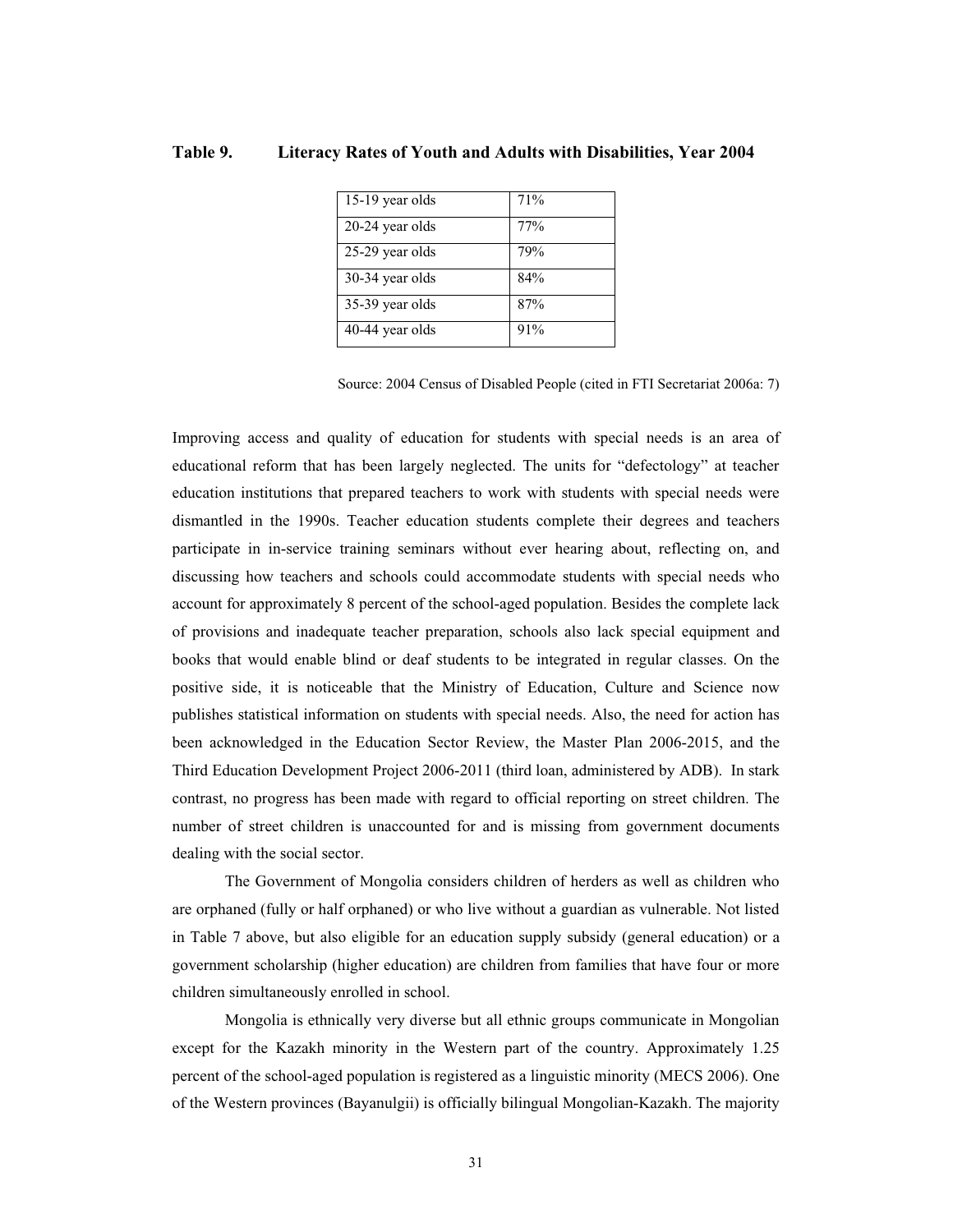**Table 9. Literacy Rates of Youth and Adults with Disabilities, Year 2004**

| | |
|---|---|
| 15-19 year olds | 71% |
| 20-24 year olds | 77% |
| 25-29 year olds | 79% |
| 30-34 year olds | 84% |
| 35-39 year olds | 87% |
| 40-44 year olds | 91% |

Source: 2004 Census of Disabled People (cited in FTI Secretariat 2006a: 7)

Improving access and quality of education for students with special needs is an area of educational reform that has been largely neglected. The units for "defectology" at teacher education institutions that prepared teachers to work with students with special needs were dismantled in the 1990s. Teacher education students complete their degrees and teachers participate in in-service training seminars without ever hearing about, reflecting on, and discussing how teachers and schools could accommodate students with special needs who account for approximately 8 percent of the school-aged population. Besides the complete lack of provisions and inadequate teacher preparation, schools also lack special equipment and books that would enable blind or deaf students to be integrated in regular classes. On the positive side, it is noticeable that the Ministry of Education, Culture and Science now publishes statistical information on students with special needs. Also, the need for action has been acknowledged in the Education Sector Review, the Master Plan 2006-2015, and the Third Education Development Project 2006-2011 (third loan, administered by ADB). In stark contrast, no progress has been made with regard to official reporting on street children. The number of street children is unaccounted for and is missing from government documents dealing with the social sector.

The Government of Mongolia considers children of herders as well as children who are orphaned (fully or half orphaned) or who live without a guardian as vulnerable. Not listed in Table 7 above, but also eligible for an education supply subsidy (general education) or a government scholarship (higher education) are children from families that have four or more children simultaneously enrolled in school.

Mongolia is ethnically very diverse but all ethnic groups communicate in Mongolian except for the Kazakh minority in the Western part of the country. Approximately 1.25 percent of the school-aged population is registered as a linguistic minority (MECS 2006). One of the Western provinces (Bayanulgii) is officially bilingual Mongolian-Kazakh. The majority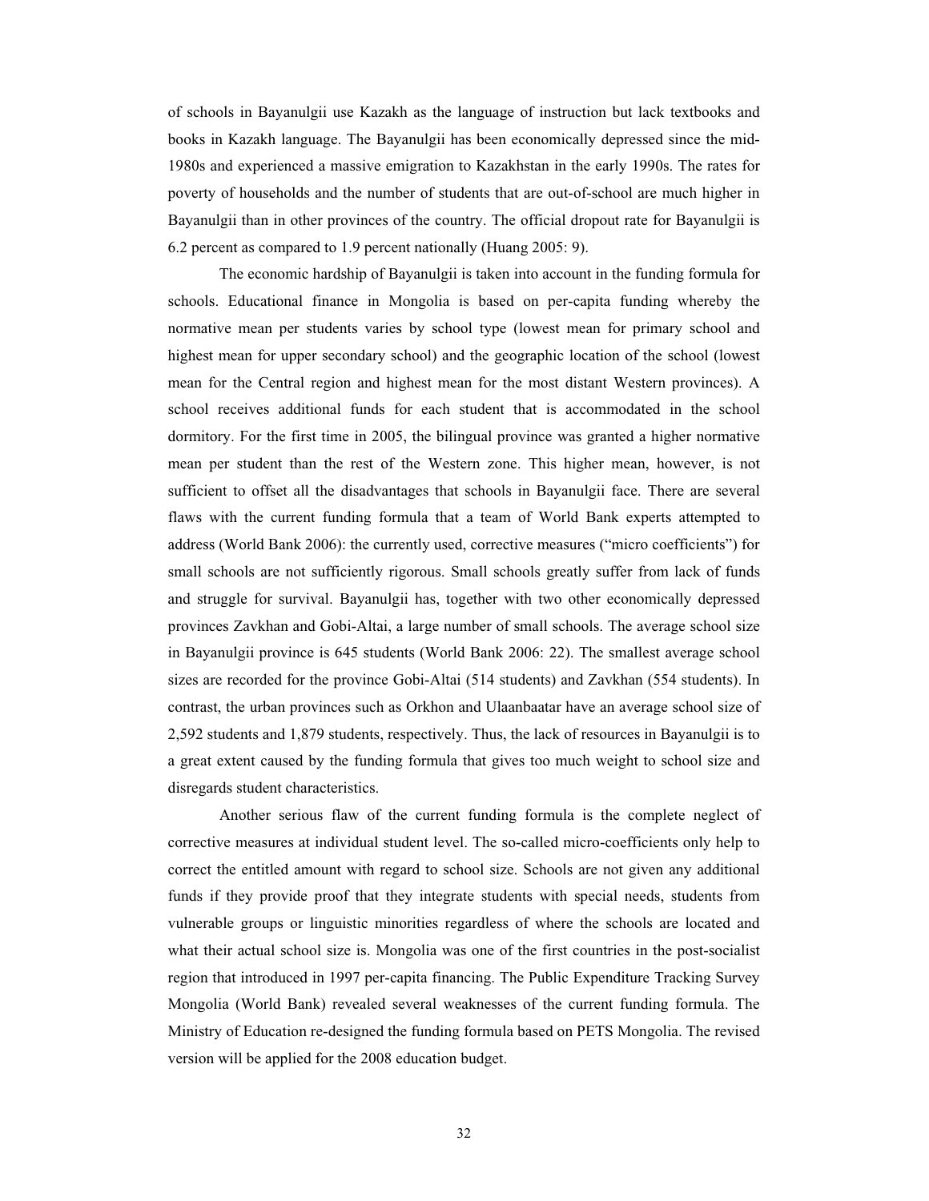of schools in Bayanulgii use Kazakh as the language of instruction but lack textbooks and books in Kazakh language. The Bayanulgii has been economically depressed since the mid-1980s and experienced a massive emigration to Kazakhstan in the early 1990s. The rates for poverty of households and the number of students that are out-of-school are much higher in Bayanulgii than in other provinces of the country. The official dropout rate for Bayanulgii is 6.2 percent as compared to 1.9 percent nationally (Huang 2005: 9).

The economic hardship of Bayanulgii is taken into account in the funding formula for schools. Educational finance in Mongolia is based on per-capita funding whereby the normative mean per students varies by school type (lowest mean for primary school and highest mean for upper secondary school) and the geographic location of the school (lowest mean for the Central region and highest mean for the most distant Western provinces). A school receives additional funds for each student that is accommodated in the school dormitory. For the first time in 2005, the bilingual province was granted a higher normative mean per student than the rest of the Western zone. This higher mean, however, is not sufficient to offset all the disadvantages that schools in Bayanulgii face. There are several flaws with the current funding formula that a team of World Bank experts attempted to address (World Bank 2006): the currently used, corrective measures ("micro coefficients") for small schools are not sufficiently rigorous. Small schools greatly suffer from lack of funds and struggle for survival. Bayanulgii has, together with two other economically depressed provinces Zavkhan and Gobi-Altai, a large number of small schools. The average school size in Bayanulgii province is 645 students (World Bank 2006: 22). The smallest average school sizes are recorded for the province Gobi-Altai (514 students) and Zavkhan (554 students). In contrast, the urban provinces such as Orkhon and Ulaanbaatar have an average school size of 2,592 students and 1,879 students, respectively. Thus, the lack of resources in Bayanulgii is to a great extent caused by the funding formula that gives too much weight to school size and disregards student characteristics.

Another serious flaw of the current funding formula is the complete neglect of corrective measures at individual student level. The so-called micro-coefficients only help to correct the entitled amount with regard to school size. Schools are not given any additional funds if they provide proof that they integrate students with special needs, students from vulnerable groups or linguistic minorities regardless of where the schools are located and what their actual school size is. Mongolia was one of the first countries in the post-socialist region that introduced in 1997 per-capita financing. The Public Expenditure Tracking Survey Mongolia (World Bank) revealed several weaknesses of the current funding formula. The Ministry of Education re-designed the funding formula based on PETS Mongolia. The revised version will be applied for the 2008 education budget.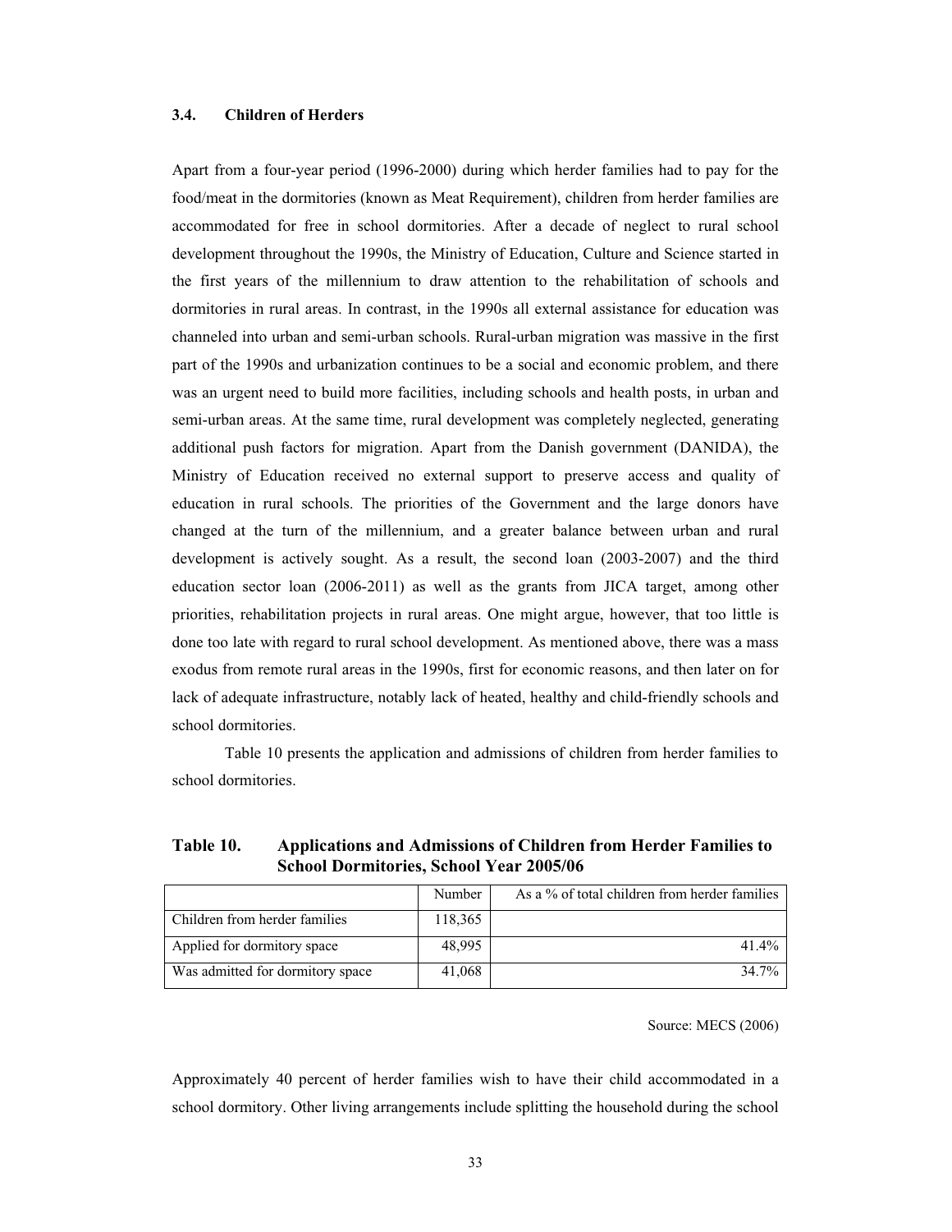### 3.4. Children of Herders

Apart from a four-year period (1996-2000) during which herder families had to pay for the food/meat in the dormitories (known as Meat Requirement), children from herder families are accommodated for free in school dormitories. After a decade of neglect to rural school development throughout the 1990s, the Ministry of Education, Culture and Science started in the first years of the millennium to draw attention to the rehabilitation of schools and dormitories in rural areas. In contrast, in the 1990s all external assistance for education was channeled into urban and semi-urban schools. Rural-urban migration was massive in the first part of the 1990s and urbanization continues to be a social and economic problem, and there was an urgent need to build more facilities, including schools and health posts, in urban and semi-urban areas. At the same time, rural development was completely neglected, generating additional push factors for migration. Apart from the Danish government (DANIDA), the Ministry of Education received no external support to preserve access and quality of education in rural schools. The priorities of the Government and the large donors have changed at the turn of the millennium, and a greater balance between urban and rural development is actively sought. As a result, the second loan (2003-2007) and the third education sector loan (2006-2011) as well as the grants from JICA target, among other priorities, rehabilitation projects in rural areas. One might argue, however, that too little is done too late with regard to rural school development. As mentioned above, there was a mass exodus from remote rural areas in the 1990s, first for economic reasons, and then later on for lack of adequate infrastructure, notably lack of heated, healthy and child-friendly schools and school dormitories.

Table 10 presents the application and admissions of children from herder families to school dormitories.

**Table 10. Applications and Admissions of Children from Herder Families to School Dormitories, School Year 2005/06**

| | Number | As a % of total children from herder families |
|---|---|---|
| Children from herder families | 118,365 | |
| Applied for dormitory space | 48,995 | 41.4% |
| Was admitted for dormitory space | 41,068 | 34.7% |

Source: MECS (2006)

Approximately 40 percent of herder families wish to have their child accommodated in a school dormitory. Other living arrangements include splitting the household during the school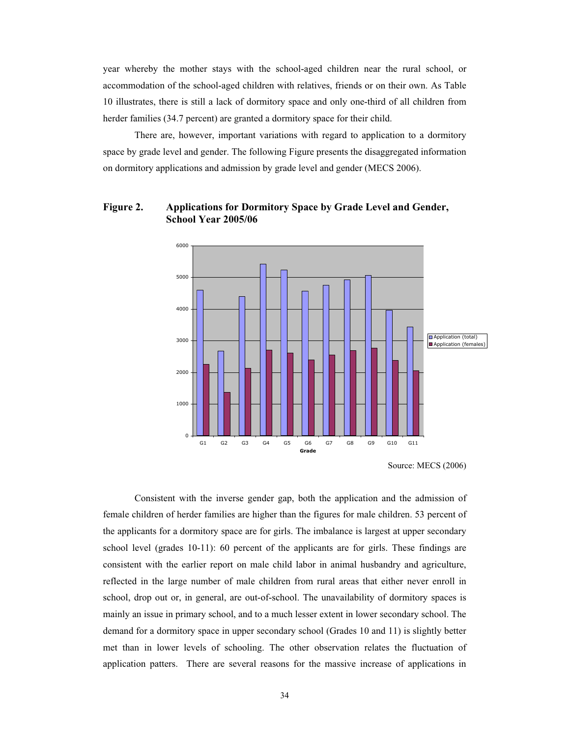year whereby the mother stays with the school-aged children near the rural school, or accommodation of the school-aged children with relatives, friends or on their own. As Table 10 illustrates, there is still a lack of dormitory space and only one-third of all children from herder families (34.7 percent) are granted a dormitory space for their child.

There are, however, important variations with regard to application to a dormitory space by grade level and gender. The following Figure presents the disaggregated information on dormitory applications and admission by grade level and gender (MECS 2006).

**Figure 2. Applications for Dormitory Space by Grade Level and Gender, School Year 2005/06**

Source: MECS (2006)

Consistent with the inverse gender gap, both the application and the admission of female children of herder families are higher than the figures for male children. 53 percent of the applicants for a dormitory space are for girls. The imbalance is largest at upper secondary school level (grades 10-11): 60 percent of the applicants are for girls. These findings are consistent with the earlier report on male child labor in animal husbandry and agriculture, reflected in the large number of male children from rural areas that either never enroll in school, drop out or, in general, are out-of-school. The unavailability of dormitory spaces is mainly an issue in primary school, and to a much lesser extent in lower secondary school. The demand for a dormitory space in upper secondary school (Grades 10 and 11) is slightly better met than in lower levels of schooling. The other observation relates the fluctuation of application patters. There are several reasons for the massive increase of applications in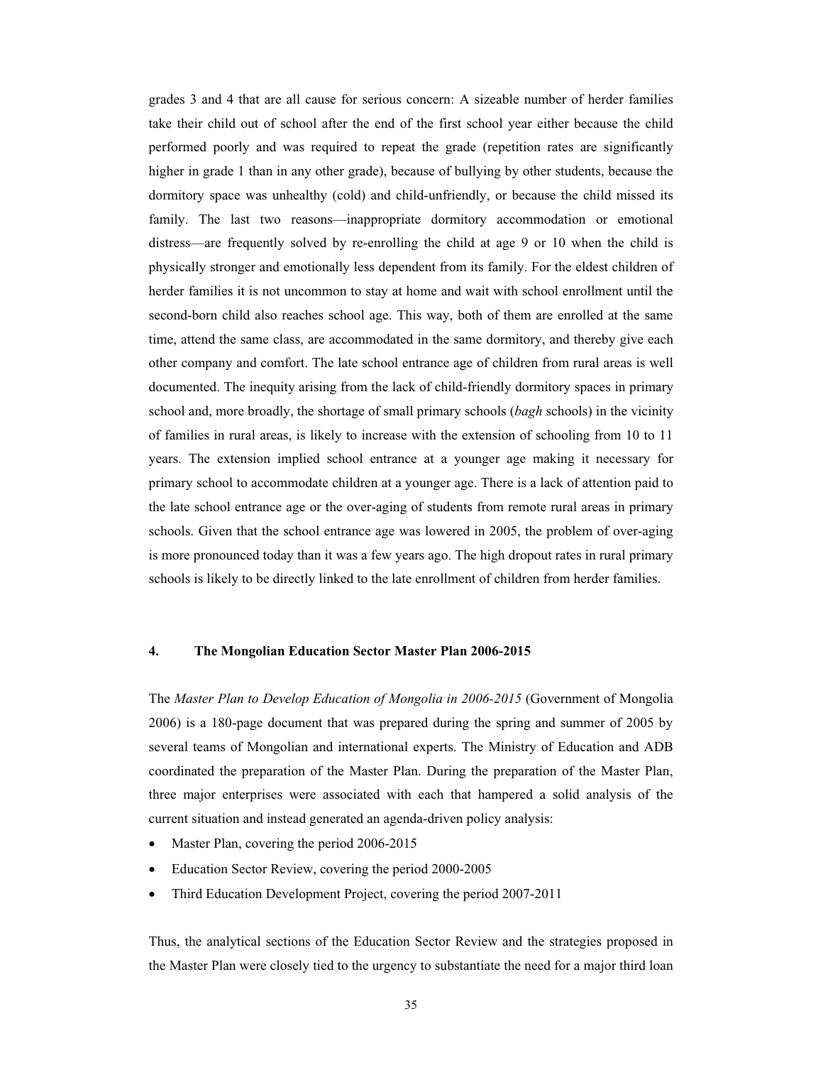grades 3 and 4 that are all cause for serious concern: A sizeable number of herder families take their child out of school after the end of the first school year either because the child performed poorly and was required to repeat the grade (repetition rates are significantly higher in grade 1 than in any other grade), because of bullying by other students, because the dormitory space was unhealthy (cold) and child-unfriendly, or because the child missed its family. The last two reasons—inappropriate dormitory accommodation or emotional distress—are frequently solved by re-enrolling the child at age 9 or 10 when the child is physically stronger and emotionally less dependent from its family. For the eldest children of herder families it is not uncommon to stay at home and wait with school enrollment until the second-born child also reaches school age. This way, both of them are enrolled at the same time, attend the same class, are accommodated in the same dormitory, and thereby give each other company and comfort. The late school entrance age of children from rural areas is well documented. The inequity arising from the lack of child-friendly dormitory spaces in primary school and, more broadly, the shortage of small primary schools (*bagh* schools) in the vicinity of families in rural areas, is likely to increase with the extension of schooling from 10 to 11 years. The extension implied school entrance at a younger age making it necessary for primary school to accommodate children at a younger age. There is a lack of attention paid to the late school entrance age or the over-aging of students from remote rural areas in primary schools. Given that the school entrance age was lowered in 2005, the problem of over-aging is more pronounced today than it was a few years ago. The high dropout rates in rural primary schools is likely to be directly linked to the late enrollment of children from herder families.

## 4. The Mongolian Education Sector Master Plan 2006-2015

The *Master Plan to Develop Education of Mongolia in 2006-2015* (Government of Mongolia 2006) is a 180-page document that was prepared during the spring and summer of 2005 by several teams of Mongolian and international experts. The Ministry of Education and ADB coordinated the preparation of the Master Plan. During the preparation of the Master Plan, three major enterprises were associated with each that hampered a solid analysis of the current situation and instead generated an agenda-driven policy analysis:

- Master Plan, covering the period 2006-2015
- Education Sector Review, covering the period 2000-2005
- Third Education Development Project, covering the period 2007-2011

Thus, the analytical sections of the Education Sector Review and the strategies proposed in the Master Plan were closely tied to the urgency to substantiate the need for a major third loan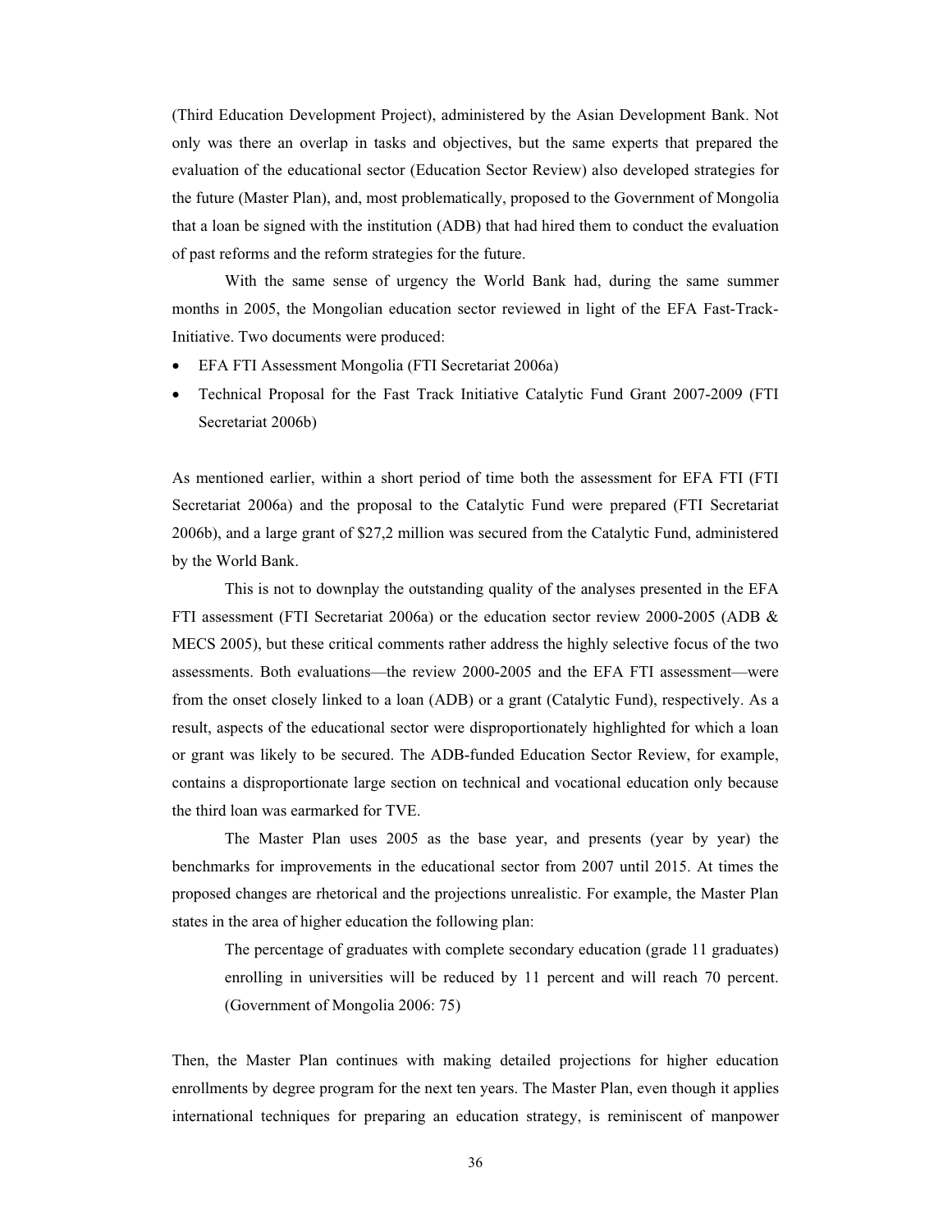(Third Education Development Project), administered by the Asian Development Bank. Not only was there an overlap in tasks and objectives, but the same experts that prepared the evaluation of the educational sector (Education Sector Review) also developed strategies for the future (Master Plan), and, most problematically, proposed to the Government of Mongolia that a loan be signed with the institution (ADB) that had hired them to conduct the evaluation of past reforms and the reform strategies for the future.

With the same sense of urgency the World Bank had, during the same summer months in 2005, the Mongolian education sector reviewed in light of the EFA Fast-Track-Initiative. Two documents were produced:

- EFA FTI Assessment Mongolia (FTI Secretariat 2006a)
- Technical Proposal for the Fast Track Initiative Catalytic Fund Grant 2007-2009 (FTI Secretariat 2006b)

As mentioned earlier, within a short period of time both the assessment for EFA FTI (FTI Secretariat 2006a) and the proposal to the Catalytic Fund were prepared (FTI Secretariat 2006b), and a large grant of $27,2 million was secured from the Catalytic Fund, administered by the World Bank.

This is not to downplay the outstanding quality of the analyses presented in the EFA FTI assessment (FTI Secretariat 2006a) or the education sector review 2000-2005 (ADB & MECS 2005), but these critical comments rather address the highly selective focus of the two assessments. Both evaluations—the review 2000-2005 and the EFA FTI assessment—were from the onset closely linked to a loan (ADB) or a grant (Catalytic Fund), respectively. As a result, aspects of the educational sector were disproportionately highlighted for which a loan or grant was likely to be secured. The ADB-funded Education Sector Review, for example, contains a disproportionate large section on technical and vocational education only because the third loan was earmarked for TVE.

The Master Plan uses 2005 as the base year, and presents (year by year) the benchmarks for improvements in the educational sector from 2007 until 2015. At times the proposed changes are rhetorical and the projections unrealistic. For example, the Master Plan states in the area of higher education the following plan:

> The percentage of graduates with complete secondary education (grade 11 graduates) enrolling in universities will be reduced by 11 percent and will reach 70 percent. (Government of Mongolia 2006: 75)

Then, the Master Plan continues with making detailed projections for higher education enrollments by degree program for the next ten years. The Master Plan, even though it applies international techniques for preparing an education strategy, is reminiscent of manpower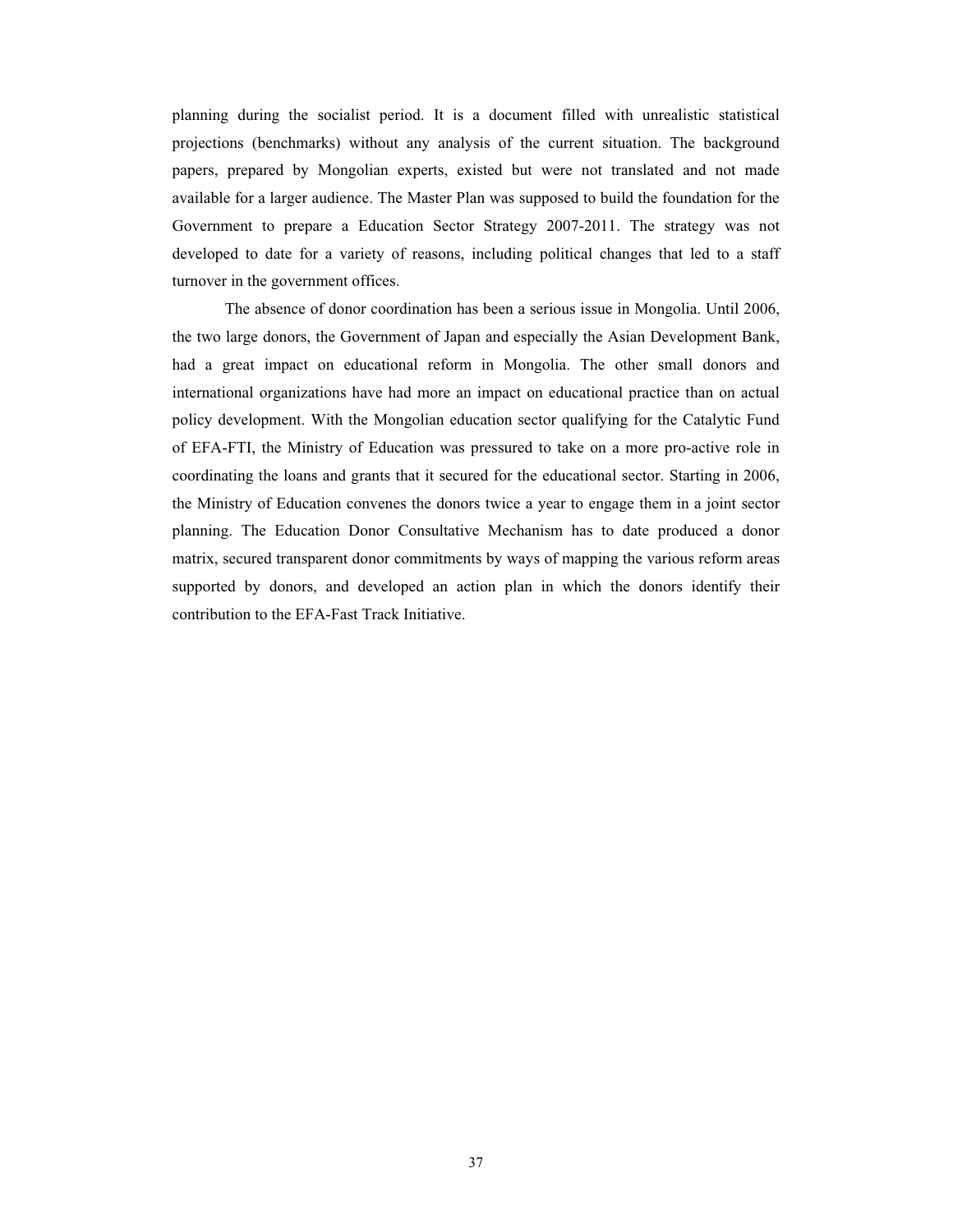planning during the socialist period. It is a document filled with unrealistic statistical projections (benchmarks) without any analysis of the current situation. The background papers, prepared by Mongolian experts, existed but were not translated and not made available for a larger audience. The Master Plan was supposed to build the foundation for the Government to prepare a Education Sector Strategy 2007-2011. The strategy was not developed to date for a variety of reasons, including political changes that led to a staff turnover in the government offices.

The absence of donor coordination has been a serious issue in Mongolia. Until 2006, the two large donors, the Government of Japan and especially the Asian Development Bank, had a great impact on educational reform in Mongolia. The other small donors and international organizations have had more an impact on educational practice than on actual policy development. With the Mongolian education sector qualifying for the Catalytic Fund of EFA-FTI, the Ministry of Education was pressured to take on a more pro-active role in coordinating the loans and grants that it secured for the educational sector. Starting in 2006, the Ministry of Education convenes the donors twice a year to engage them in a joint sector planning. The Education Donor Consultative Mechanism has to date produced a donor matrix, secured transparent donor commitments by ways of mapping the various reform areas supported by donors, and developed an action plan in which the donors identify their contribution to the EFA-Fast Track Initiative.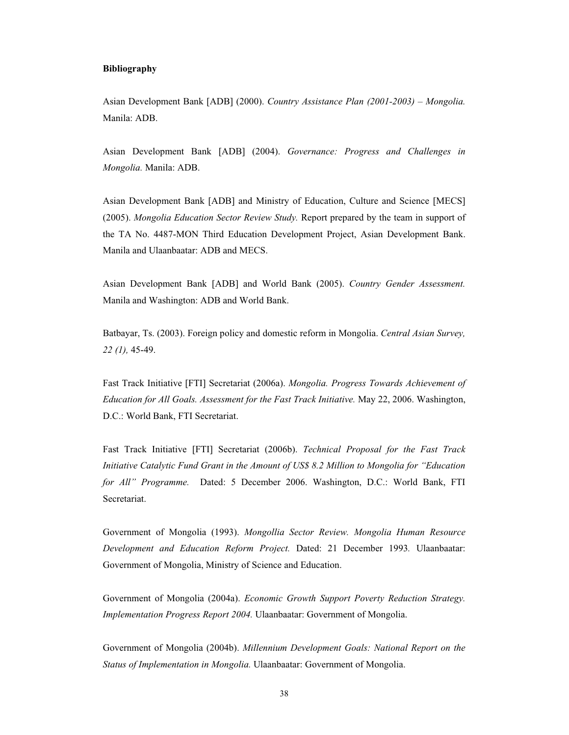**Bibliography**

Asian Development Bank [ADB] (2000). *Country Assistance Plan (2001-2003) – Mongolia.* Manila: ADB.

Asian Development Bank [ADB] (2004). *Governance: Progress and Challenges in Mongolia.* Manila: ADB.

Asian Development Bank [ADB] and Ministry of Education, Culture and Science [MECS] (2005). *Mongolia Education Sector Review Study.* Report prepared by the team in support of the TA No. 4487-MON Third Education Development Project, Asian Development Bank. Manila and Ulaanbaatar: ADB and MECS.

Asian Development Bank [ADB] and World Bank (2005). *Country Gender Assessment.* Manila and Washington: ADB and World Bank.

Batbayar, Ts. (2003). Foreign policy and domestic reform in Mongolia. *Central Asian Survey, 22 (1),* 45-49.

Fast Track Initiative [FTI] Secretariat (2006a). *Mongolia. Progress Towards Achievement of Education for All Goals. Assessment for the Fast Track Initiative.* May 22, 2006. Washington, D.C.: World Bank, FTI Secretariat.

Fast Track Initiative [FTI] Secretariat (2006b). *Technical Proposal for the Fast Track Initiative Catalytic Fund Grant in the Amount of US$ 8.2 Million to Mongolia for "Education for All" Programme.* Dated: 5 December 2006. Washington, D.C.: World Bank, FTI Secretariat.

Government of Mongolia (1993). *Mongollia Sector Review. Mongolia Human Resource Development and Education Reform Project.* Dated: 21 December 1993. Ulaanbaatar: Government of Mongolia, Ministry of Science and Education.

Government of Mongolia (2004a). *Economic Growth Support Poverty Reduction Strategy. Implementation Progress Report 2004.* Ulaanbaatar: Government of Mongolia.

Government of Mongolia (2004b). *Millennium Development Goals: National Report on the Status of Implementation in Mongolia.* Ulaanbaatar: Government of Mongolia.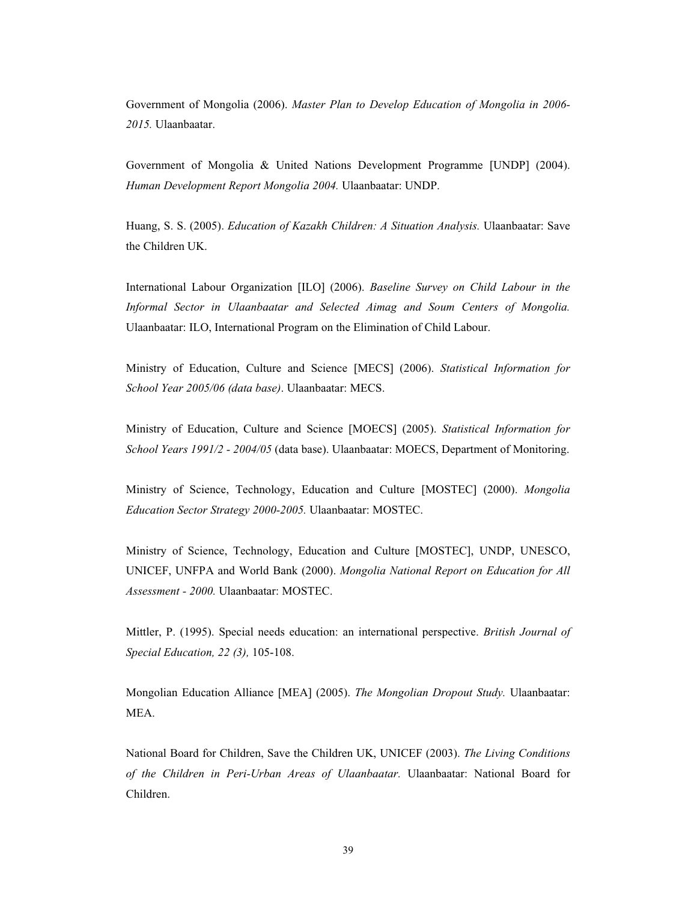Government of Mongolia (2006). *Master Plan to Develop Education of Mongolia in 2006-2015.* Ulaanbaatar.

Government of Mongolia & United Nations Development Programme [UNDP] (2004). *Human Development Report Mongolia 2004.* Ulaanbaatar: UNDP.

Huang, S. S. (2005). *Education of Kazakh Children: A Situation Analysis.* Ulaanbaatar: Save the Children UK.

International Labour Organization [ILO] (2006). *Baseline Survey on Child Labour in the Informal Sector in Ulaanbaatar and Selected Aimag and Soum Centers of Mongolia.* Ulaanbaatar: ILO, International Program on the Elimination of Child Labour.

Ministry of Education, Culture and Science [MECS] (2006). *Statistical Information for School Year 2005/06 (data base)*. Ulaanbaatar: MECS.

Ministry of Education, Culture and Science [MOECS] (2005). *Statistical Information for School Years 1991/2 - 2004/05* (data base). Ulaanbaatar: MOECS, Department of Monitoring.

Ministry of Science, Technology, Education and Culture [MOSTEC] (2000). *Mongolia Education Sector Strategy 2000-2005.* Ulaanbaatar: MOSTEC.

Ministry of Science, Technology, Education and Culture [MOSTEC], UNDP, UNESCO, UNICEF, UNFPA and World Bank (2000). *Mongolia National Report on Education for All Assessment - 2000.* Ulaanbaatar: MOSTEC.

Mittler, P. (1995). Special needs education: an international perspective. *British Journal of Special Education, 22 (3),* 105-108.

Mongolian Education Alliance [MEA] (2005). *The Mongolian Dropout Study.* Ulaanbaatar: MEA.

National Board for Children, Save the Children UK, UNICEF (2003). *The Living Conditions of the Children in Peri-Urban Areas of Ulaanbaatar.* Ulaanbaatar: National Board for Children.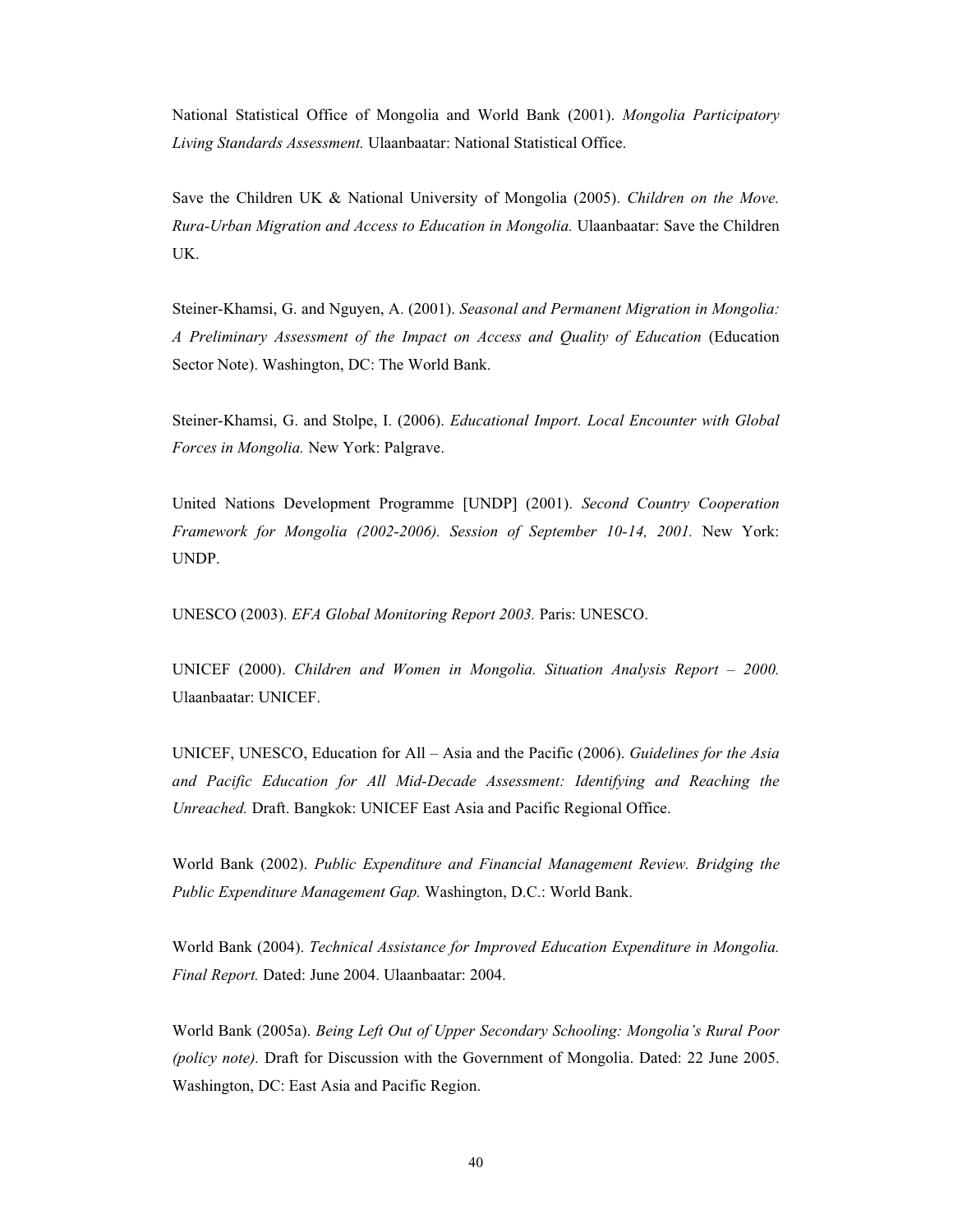National Statistical Office of Mongolia and World Bank (2001). *Mongolia Participatory Living Standards Assessment.* Ulaanbaatar: National Statistical Office.

Save the Children UK & National University of Mongolia (2005). *Children on the Move. Rura-Urban Migration and Access to Education in Mongolia.* Ulaanbaatar: Save the Children UK.

Steiner-Khamsi, G. and Nguyen, A. (2001). *Seasonal and Permanent Migration in Mongolia: A Preliminary Assessment of the Impact on Access and Quality of Education* (Education Sector Note). Washington, DC: The World Bank.

Steiner-Khamsi, G. and Stolpe, I. (2006). *Educational Import. Local Encounter with Global Forces in Mongolia.* New York: Palgrave.

United Nations Development Programme [UNDP] (2001). *Second Country Cooperation Framework for Mongolia (2002-2006). Session of September 10-14, 2001.* New York: UNDP.

UNESCO (2003). *EFA Global Monitoring Report 2003.* Paris: UNESCO.

UNICEF (2000). *Children and Women in Mongolia. Situation Analysis Report – 2000.* Ulaanbaatar: UNICEF.

UNICEF, UNESCO, Education for All – Asia and the Pacific (2006). *Guidelines for the Asia and Pacific Education for All Mid-Decade Assessment: Identifying and Reaching the Unreached.* Draft. Bangkok: UNICEF East Asia and Pacific Regional Office.

World Bank (2002). *Public Expenditure and Financial Management Review. Bridging the Public Expenditure Management Gap.* Washington, D.C.: World Bank.

World Bank (2004). *Technical Assistance for Improved Education Expenditure in Mongolia. Final Report.* Dated: June 2004. Ulaanbaatar: 2004.

World Bank (2005a). *Being Left Out of Upper Secondary Schooling: Mongolia's Rural Poor (policy note).* Draft for Discussion with the Government of Mongolia. Dated: 22 June 2005. Washington, DC: East Asia and Pacific Region.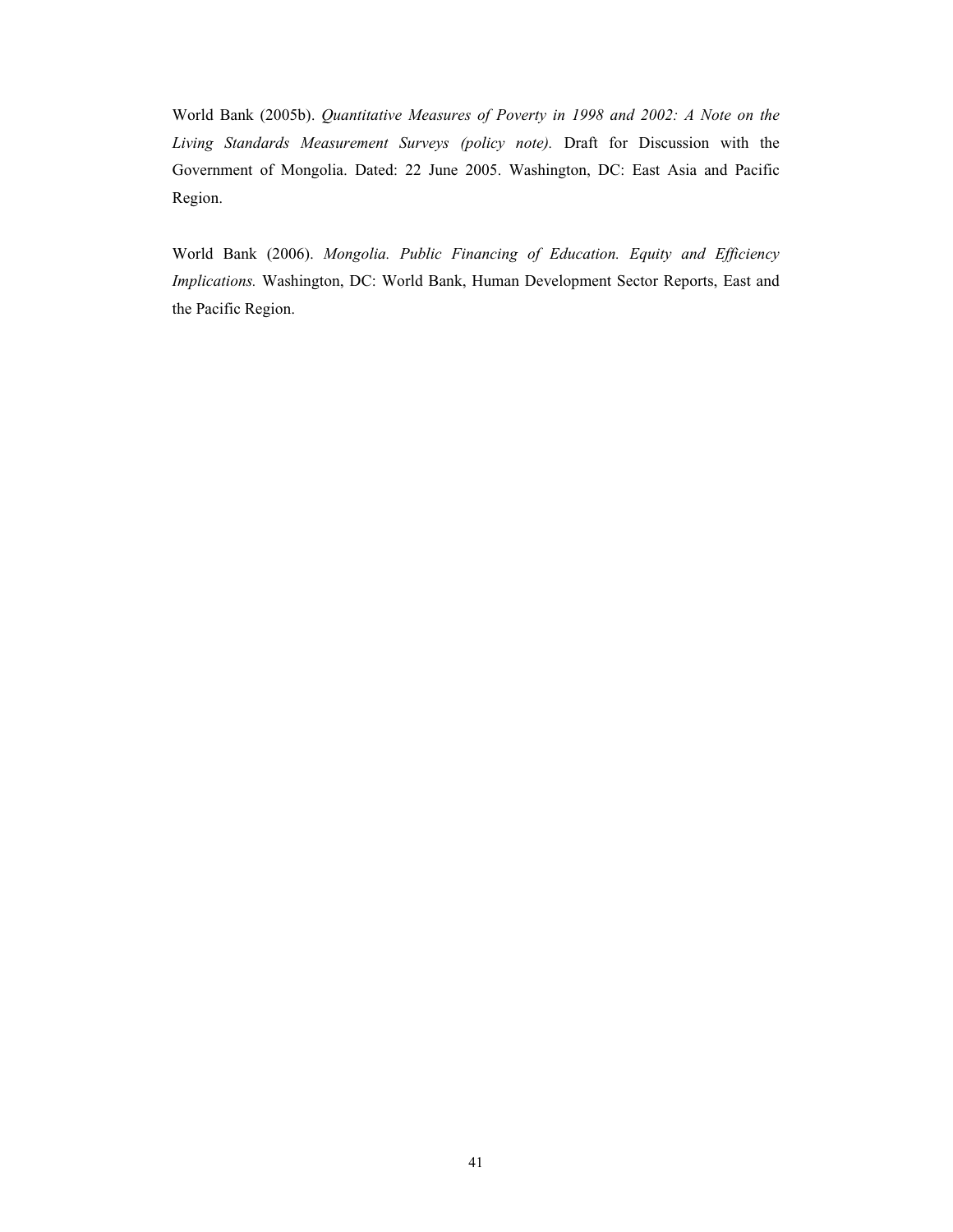World Bank (2005b). *Quantitative Measures of Poverty in 1998 and 2002: A Note on the Living Standards Measurement Surveys (policy note).* Draft for Discussion with the Government of Mongolia. Dated: 22 June 2005. Washington, DC: East Asia and Pacific Region.

World Bank (2006). *Mongolia. Public Financing of Education. Equity and Efficiency Implications.* Washington, DC: World Bank, Human Development Sector Reports, East and the Pacific Region.